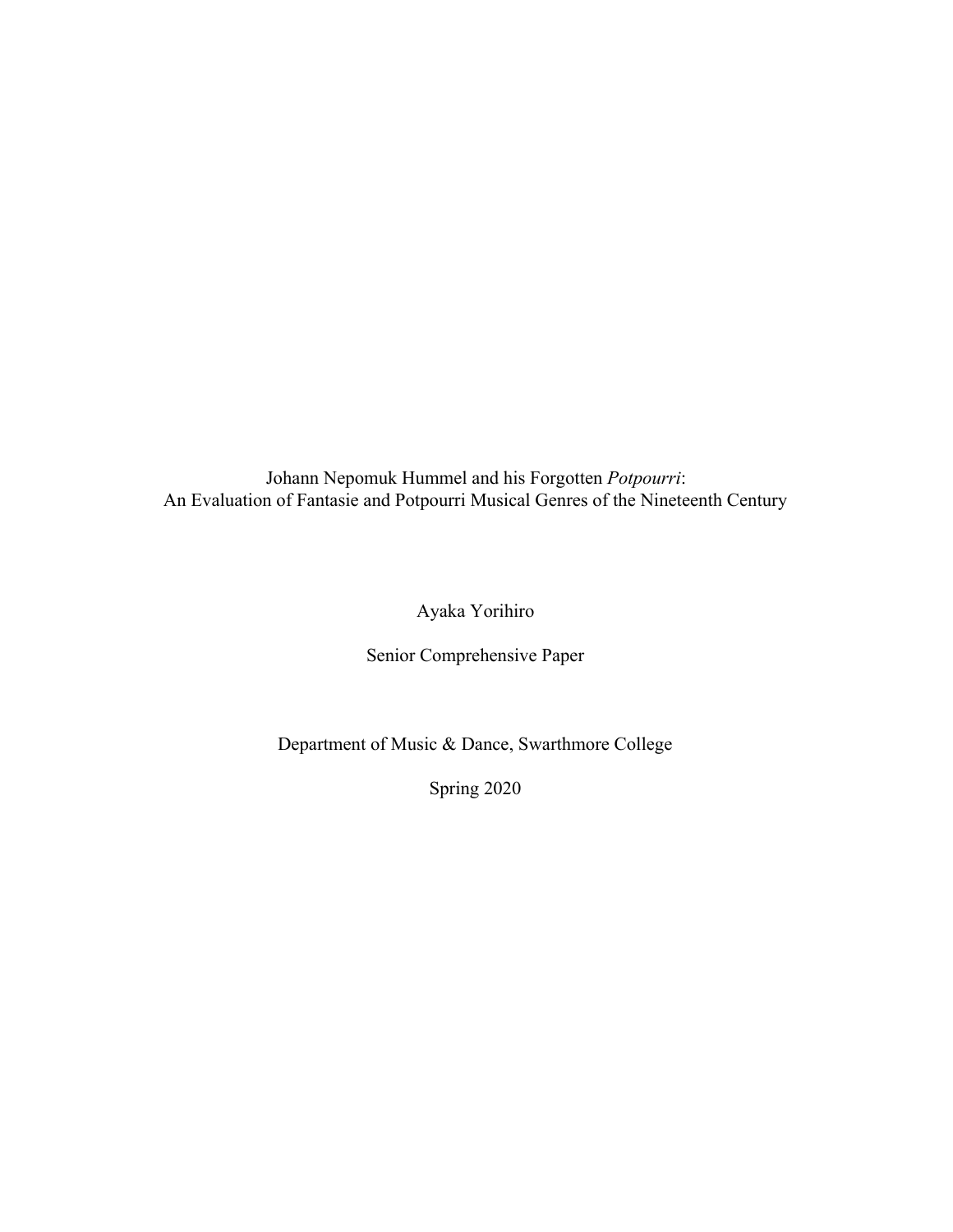# Johann Nepomuk Hummel and his Forgotten *Potpourri*: An Evaluation of Fantasie and Potpourri Musical Genres of the Nineteenth Century

Ayaka Yorihiro

Senior Comprehensive Paper

Department of Music & Dance, Swarthmore College

Spring 2020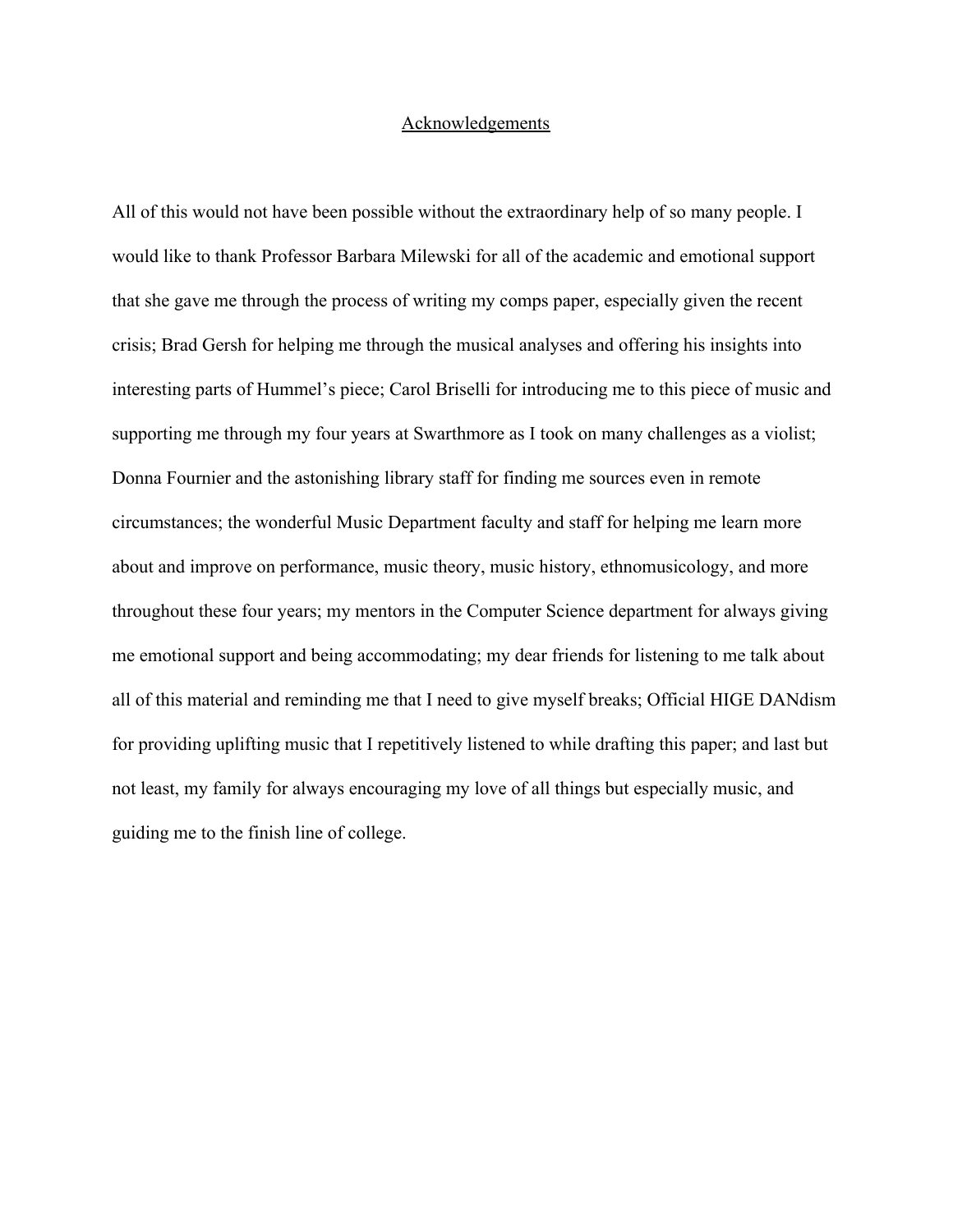# Acknowledgements

All of this would not have been possible without the extraordinary help of so many people. I would like to thank Professor Barbara Milewski for all of the academic and emotional support that she gave me through the process of writing my comps paper, especially given the recent crisis; Brad Gersh for helping me through the musical analyses and offering his insights into interesting parts of Hummel's piece; Carol Briselli for introducing me to this piece of music and supporting me through my four years at Swarthmore as I took on many challenges as a violist; Donna Fournier and the astonishing library staff for finding me sources even in remote circumstances; the wonderful Music Department faculty and staff for helping me learn more about and improve on performance, music theory, music history, ethnomusicology, and more throughout these four years; my mentors in the Computer Science department for always giving me emotional support and being accommodating; my dear friends for listening to me talk about all of this material and reminding me that I need to give myself breaks; Official HIGE DANdism for providing uplifting music that I repetitively listened to while drafting this paper; and last but not least, my family for always encouraging my love of all things but especially music, and guiding me to the finish line of college.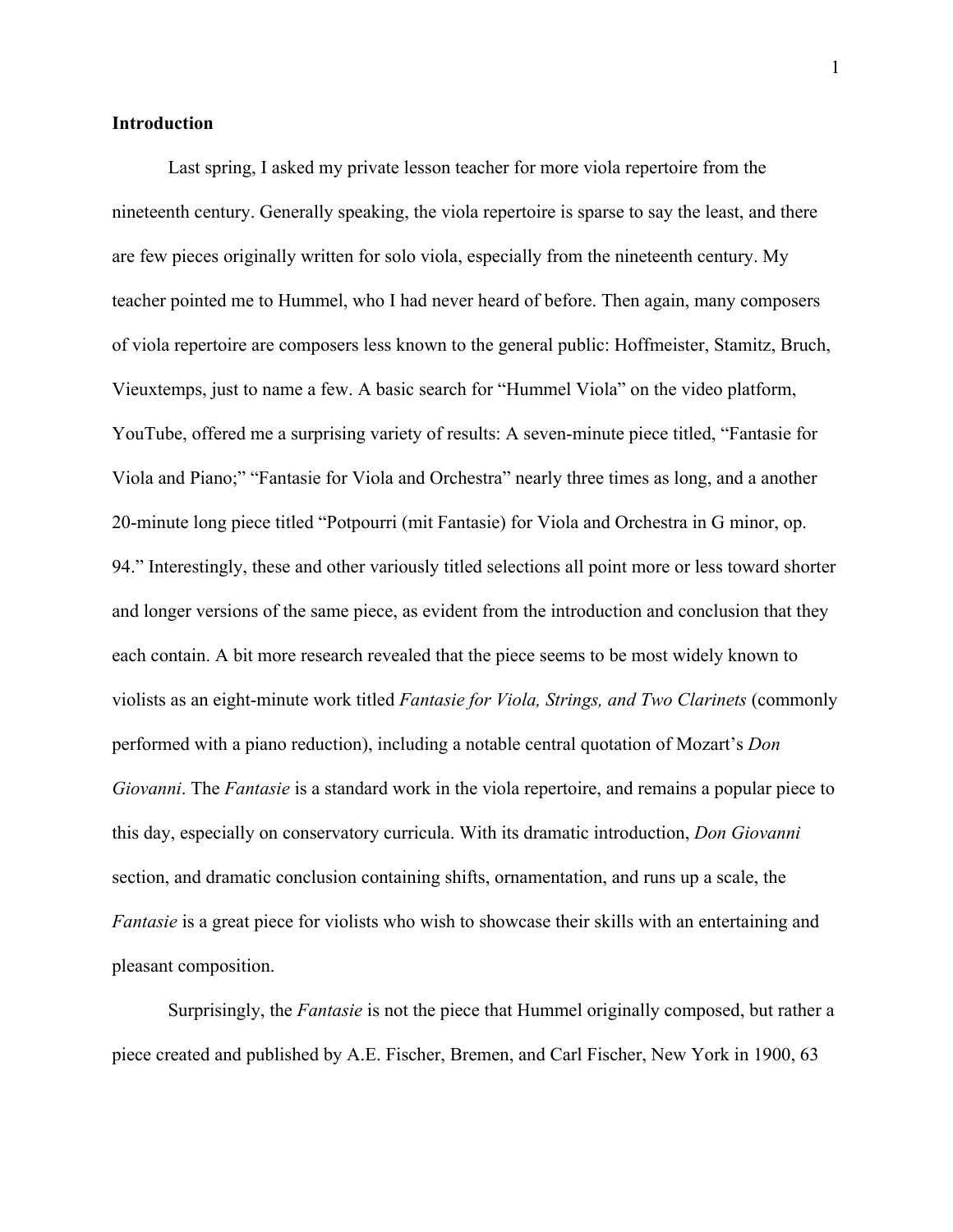## Introduction

Last spring, I asked my private lesson teacher for more viola repertoire from the nineteenth century. Generally speaking, the viola repertoire is sparse to say the least, and there are few pieces originally written for solo viola, especially from the nineteenth century. My teacher pointed me to Hummel, who I had never heard of before. Then again, many composers of viola repertoire are composers less known to the general public: Hoffmeister, Stamitz, Bruch, Vieuxtemps, just to name a few. A basic search for "Hummel Viola" on the video platform, YouTube, offered me a surprising variety of results: A seven-minute piece titled, "Fantasie for Viola and Piano;" "Fantasie for Viola and Orchestra" nearly three times as long, and a another 20-minute long piece titled "Potpourri (mit Fantasie) for Viola and Orchestra in G minor, op. 94." Interestingly, these and other variously titled selections all point more or less toward shorter and longer versions of the same piece, as evident from the introduction and conclusion that they each contain. A bit more research revealed that the piece seems to be most widely known to violists as an eight-minute work titled *Fantasie for Viola, Strings, and Two Clarinets* (commonly performed with a piano reduction), including a notable central quotation of Mozart's *Don Giovanni*. The *Fantasie* is a standard work in the viola repertoire, and remains a popular piece to this day, especially on conservatory curricula. With its dramatic introduction, *Don Giovanni* section, and dramatic conclusion containing shifts, ornamentation, and runs up a scale, the *Fantasie* is a great piece for violists who wish to showcase their skills with an entertaining and pleasant composition.

Surprisingly, the *Fantasie* is not the piece that Hummel originally composed, but rather a piece created and published by A.E. Fischer, Bremen, and Carl Fischer, New York in 1900, 63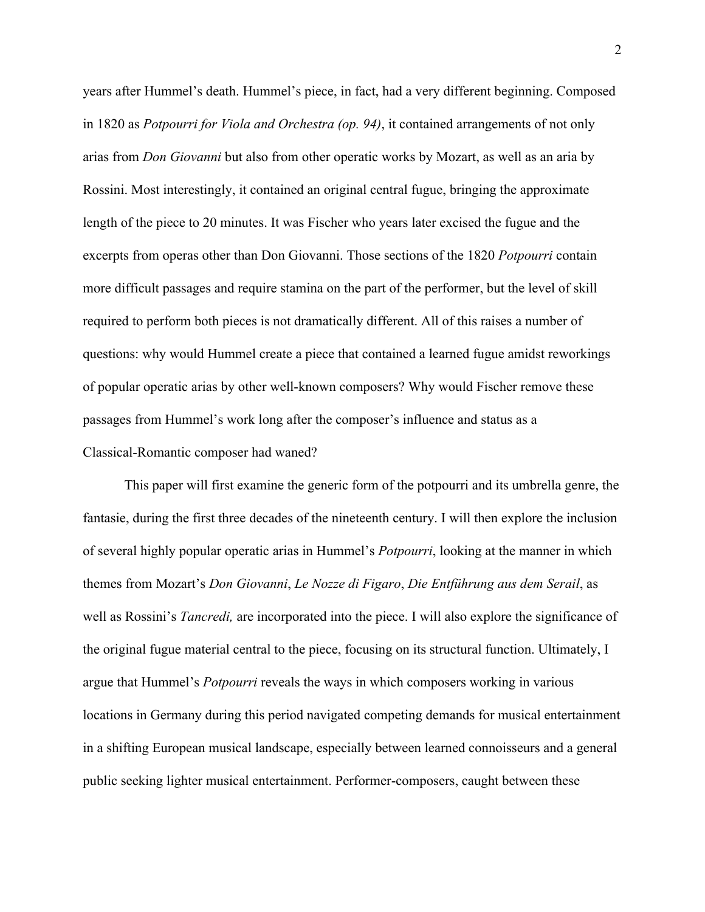years after Hummel's death. Hummel's piece, in fact, had a very different beginning. Composed in 1820 as *Potpourri for Viola and Orchestra (op. 94)*, it contained arrangements of not only arias from *Don Giovanni* but also from other operatic works by Mozart, as well as an aria by Rossini. Most interestingly, it contained an original central fugue, bringing the approximate length of the piece to 20 minutes. It was Fischer who years later excised the fugue and the excerpts from operas other than Don Giovanni. Those sections of the 1820 *Potpourri* contain more difficult passages and require stamina on the part of the performer, but the level of skill required to perform both pieces is not dramatically different. All of this raises a number of questions: why would Hummel create a piece that contained a learned fugue amidst reworkings of popular operatic arias by other well-known composers? Why would Fischer remove these passages from Hummel's work long after the composer's influence and status as a Classical-Romantic composer had waned?

This paper will first examine the generic form of the potpourri and its umbrella genre, the fantasie, during the first three decades of the nineteenth century. I will then explore the inclusion of several highly popular operatic arias in Hummel's *Potpourri*, looking at the manner in which themes from Mozart's *Don Giovanni*, *Le Nozze di Figaro*, *Die Entführung aus dem Serail*, as well as Rossini's *Tancredi,* are incorporated into the piece. I will also explore the significance of the original fugue material central to the piece, focusing on its structural function. Ultimately, I argue that Hummel's *Potpourri* reveals the ways in which composers working in various locations in Germany during this period navigated competing demands for musical entertainment in a shifting European musical landscape, especially between learned connoisseurs and a general public seeking lighter musical entertainment. Performer-composers, caught between these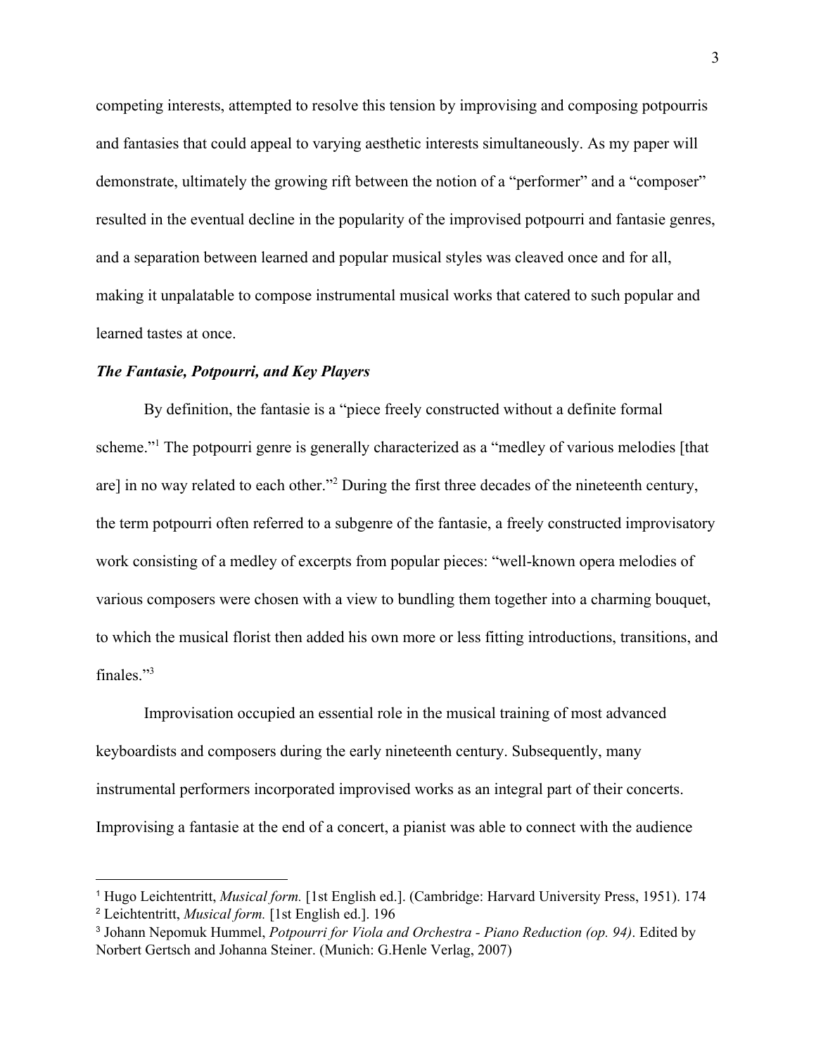competing interests, attempted to resolve this tension by improvising and composing potpourris and fantasies that could appeal to varying aesthetic interests simultaneously. As my paper will demonstrate, ultimately the growing rift between the notion of a "performer" and a "composer" resulted in the eventual decline in the popularity of the improvised potpourri and fantasie genres, and a separation between learned and popular musical styles was cleaved once and for all, making it unpalatable to compose instrumental musical works that catered to such popular and learned tastes at once.

### ***The Fantasie, Potpourri, and Key Players***

By definition, the fantasie is a "piece freely constructed without a definite formal scheme."[1] The potpourri genre is generally characterized as a "medley of various melodies [that are] in no way related to each other."[2] During the first three decades of the nineteenth century, the term potpourri often referred to a subgenre of the fantasie, a freely constructed improvisatory work consisting of a medley of excerpts from popular pieces: "well-known opera melodies of various composers were chosen with a view to bundling them together into a charming bouquet, to which the musical florist then added his own more or less fitting introductions, transitions, and finales."[3]

Improvisation occupied an essential role in the musical training of most advanced keyboardists and composers during the early nineteenth century. Subsequently, many instrumental performers incorporated improvised works as an integral part of their concerts. Improvising a fantasie at the end of a concert, a pianist was able to connect with the audience

---

[1] Hugo Leichtentritt, *Musical form.* [1st English ed.]. (Cambridge: Harvard University Press, 1951). 174

[2] Leichtentritt, *Musical form.* [1st English ed.]. 196

[3] Johann Nepomuk Hummel, *Potpourri for Viola and Orchestra - Piano Reduction (op. 94)*. Edited by Norbert Gertsch and Johanna Steiner. (Munich: G.Henle Verlag, 2007)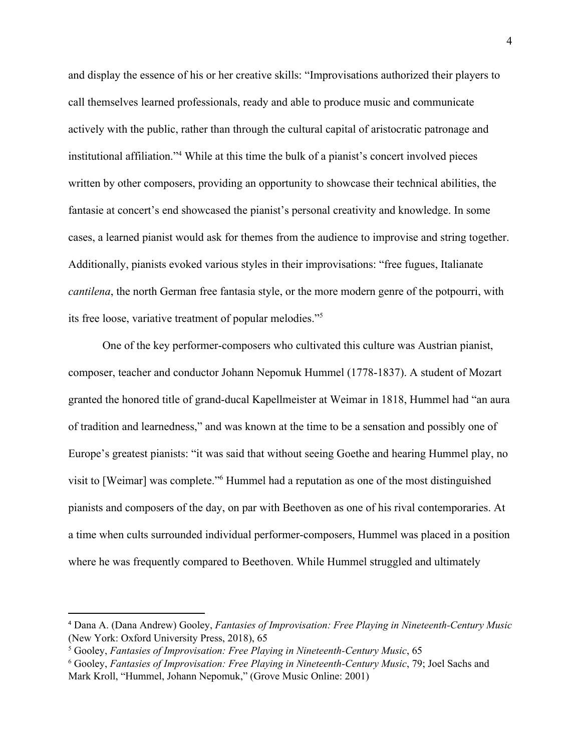and display the essence of his or her creative skills: "Improvisations authorized their players to call themselves learned professionals, ready and able to produce music and communicate actively with the public, rather than through the cultural capital of aristocratic patronage and institutional affiliation."[4] While at this time the bulk of a pianist's concert involved pieces written by other composers, providing an opportunity to showcase their technical abilities, the fantasie at concert's end showcased the pianist's personal creativity and knowledge. In some cases, a learned pianist would ask for themes from the audience to improvise and string together. Additionally, pianists evoked various styles in their improvisations: "free fugues, Italianate *cantilena*, the north German free fantasia style, or the more modern genre of the potpourri, with its free loose, variative treatment of popular melodies."[5]

One of the key performer-composers who cultivated this culture was Austrian pianist, composer, teacher and conductor Johann Nepomuk Hummel (1778-1837). A student of Mozart granted the honored title of grand-ducal Kapellmeister at Weimar in 1818, Hummel had "an aura of tradition and learnedness," and was known at the time to be a sensation and possibly one of Europe's greatest pianists: "it was said that without seeing Goethe and hearing Hummel play, no visit to [Weimar] was complete."[6] Hummel had a reputation as one of the most distinguished pianists and composers of the day, on par with Beethoven as one of his rival contemporaries. At a time when cults surrounded individual performer-composers, Hummel was placed in a position where he was frequently compared to Beethoven. While Hummel struggled and ultimately

---

[4] Dana A. (Dana Andrew) Gooley, *Fantasies of Improvisation: Free Playing in Nineteenth-Century Music* (New York: Oxford University Press, 2018), 65

[5] Gooley, *Fantasies of Improvisation: Free Playing in Nineteenth-Century Music*, 65

[6] Gooley, *Fantasies of Improvisation: Free Playing in Nineteenth-Century Music*, 79; Joel Sachs and Mark Kroll, "Hummel, Johann Nepomuk," (Grove Music Online: 2001)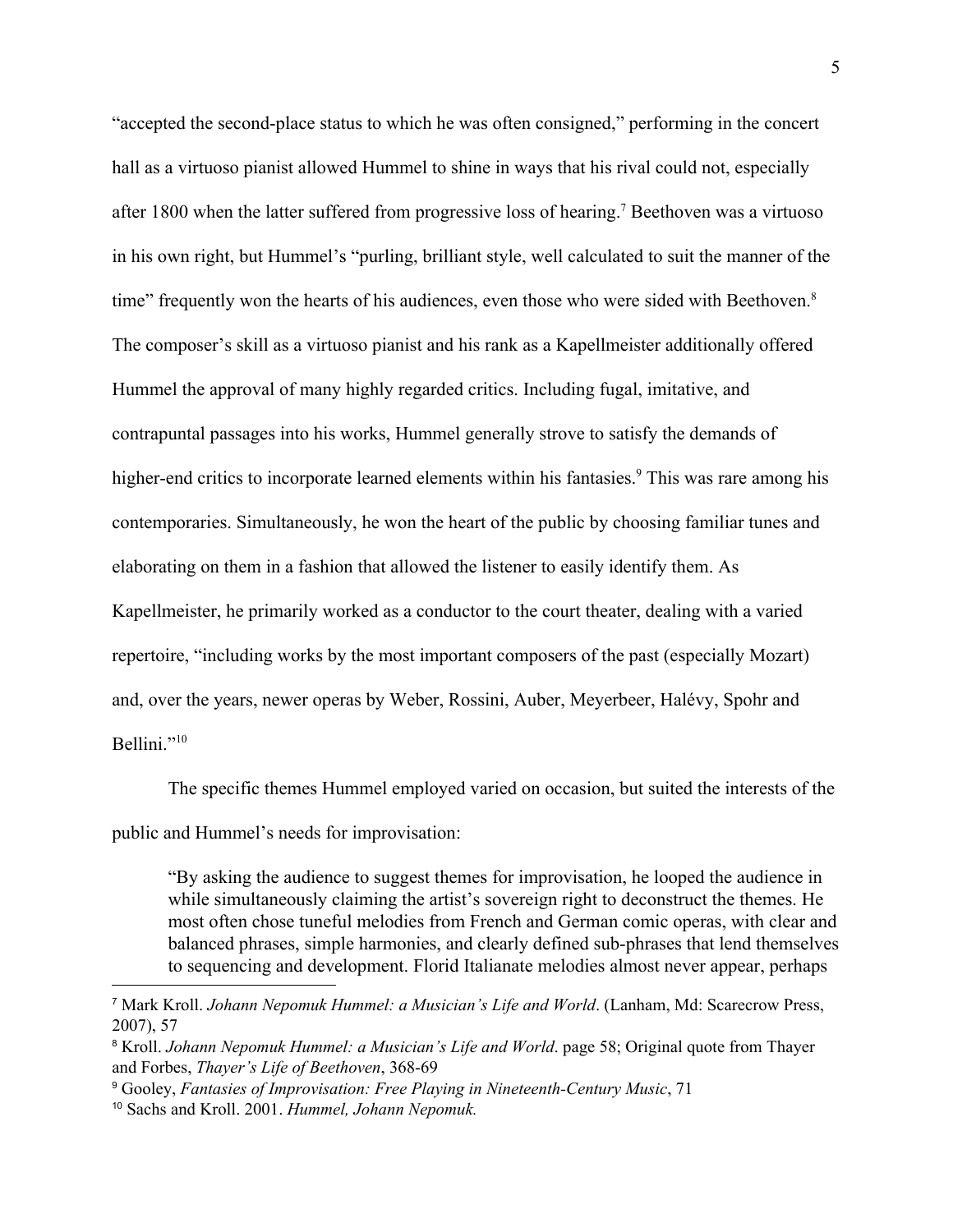"accepted the second-place status to which he was often consigned," performing in the concert hall as a virtuoso pianist allowed Hummel to shine in ways that his rival could not, especially after 1800 when the latter suffered from progressive loss of hearing.[7] Beethoven was a virtuoso in his own right, but Hummel's "purling, brilliant style, well calculated to suit the manner of the time" frequently won the hearts of his audiences, even those who were sided with Beethoven.[8] The composer's skill as a virtuoso pianist and his rank as a Kapellmeister additionally offered Hummel the approval of many highly regarded critics. Including fugal, imitative, and contrapuntal passages into his works, Hummel generally strove to satisfy the demands of higher-end critics to incorporate learned elements within his fantasies.[9] This was rare among his contemporaries. Simultaneously, he won the heart of the public by choosing familiar tunes and elaborating on them in a fashion that allowed the listener to easily identify them. As Kapellmeister, he primarily worked as a conductor to the court theater, dealing with a varied repertoire, "including works by the most important composers of the past (especially Mozart) and, over the years, newer operas by Weber, Rossini, Auber, Meyerbeer, Halévy, Spohr and Bellini."[10]

The specific themes Hummel employed varied on occasion, but suited the interests of the public and Hummel's needs for improvisation:

> "By asking the audience to suggest themes for improvisation, he looped the audience in while simultaneously claiming the artist's sovereign right to deconstruct the themes. He most often chose tuneful melodies from French and German comic operas, with clear and balanced phrases, simple harmonies, and clearly defined sub-phrases that lend themselves to sequencing and development. Florid Italianate melodies almost never appear, perhaps

---

[7] Mark Kroll. *Johann Nepomuk Hummel: a Musician's Life and World*. (Lanham, Md: Scarecrow Press, 2007), 57

[8] Kroll. *Johann Nepomuk Hummel: a Musician's Life and World*. page 58; Original quote from Thayer and Forbes, *Thayer's Life of Beethoven*, 368-69

[9] Gooley, *Fantasies of Improvisation: Free Playing in Nineteenth-Century Music*, 71

[10] Sachs and Kroll. 2001. *Hummel, Johann Nepomuk.*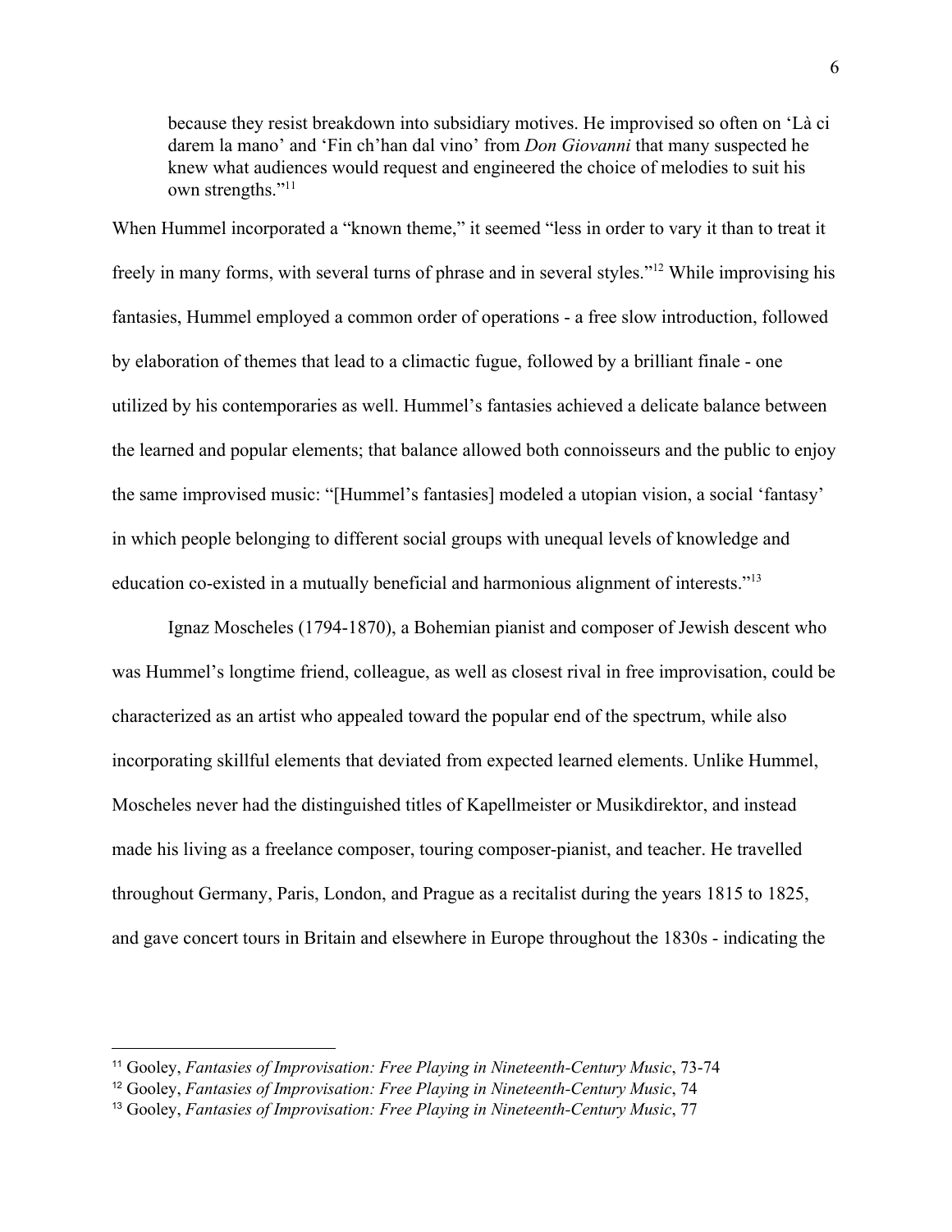> because they resist breakdown into subsidiary motives. He improvised so often on 'Là ci darem la mano' and 'Fin ch'han dal vino' from *Don Giovanni* that many suspected he knew what audiences would request and engineered the choice of melodies to suit his own strengths."[11]

When Hummel incorporated a "known theme," it seemed "less in order to vary it than to treat it freely in many forms, with several turns of phrase and in several styles."[12] While improvising his fantasies, Hummel employed a common order of operations - a free slow introduction, followed by elaboration of themes that lead to a climactic fugue, followed by a brilliant finale - one utilized by his contemporaries as well. Hummel's fantasies achieved a delicate balance between the learned and popular elements; that balance allowed both connoisseurs and the public to enjoy the same improvised music: "[Hummel's fantasies] modeled a utopian vision, a social 'fantasy' in which people belonging to different social groups with unequal levels of knowledge and education co-existed in a mutually beneficial and harmonious alignment of interests."[13]

Ignaz Moscheles (1794-1870), a Bohemian pianist and composer of Jewish descent who was Hummel's longtime friend, colleague, as well as closest rival in free improvisation, could be characterized as an artist who appealed toward the popular end of the spectrum, while also incorporating skillful elements that deviated from expected learned elements. Unlike Hummel, Moscheles never had the distinguished titles of Kapellmeister or Musikdirektor, and instead made his living as a freelance composer, touring composer-pianist, and teacher. He travelled throughout Germany, Paris, London, and Prague as a recitalist during the years 1815 to 1825, and gave concert tours in Britain and elsewhere in Europe throughout the 1830s - indicating the

---

[11] Gooley, *Fantasies of Improvisation: Free Playing in Nineteenth-Century Music*, 73-74

[12] Gooley, *Fantasies of Improvisation: Free Playing in Nineteenth-Century Music*, 74

[13] Gooley, *Fantasies of Improvisation: Free Playing in Nineteenth-Century Music*, 77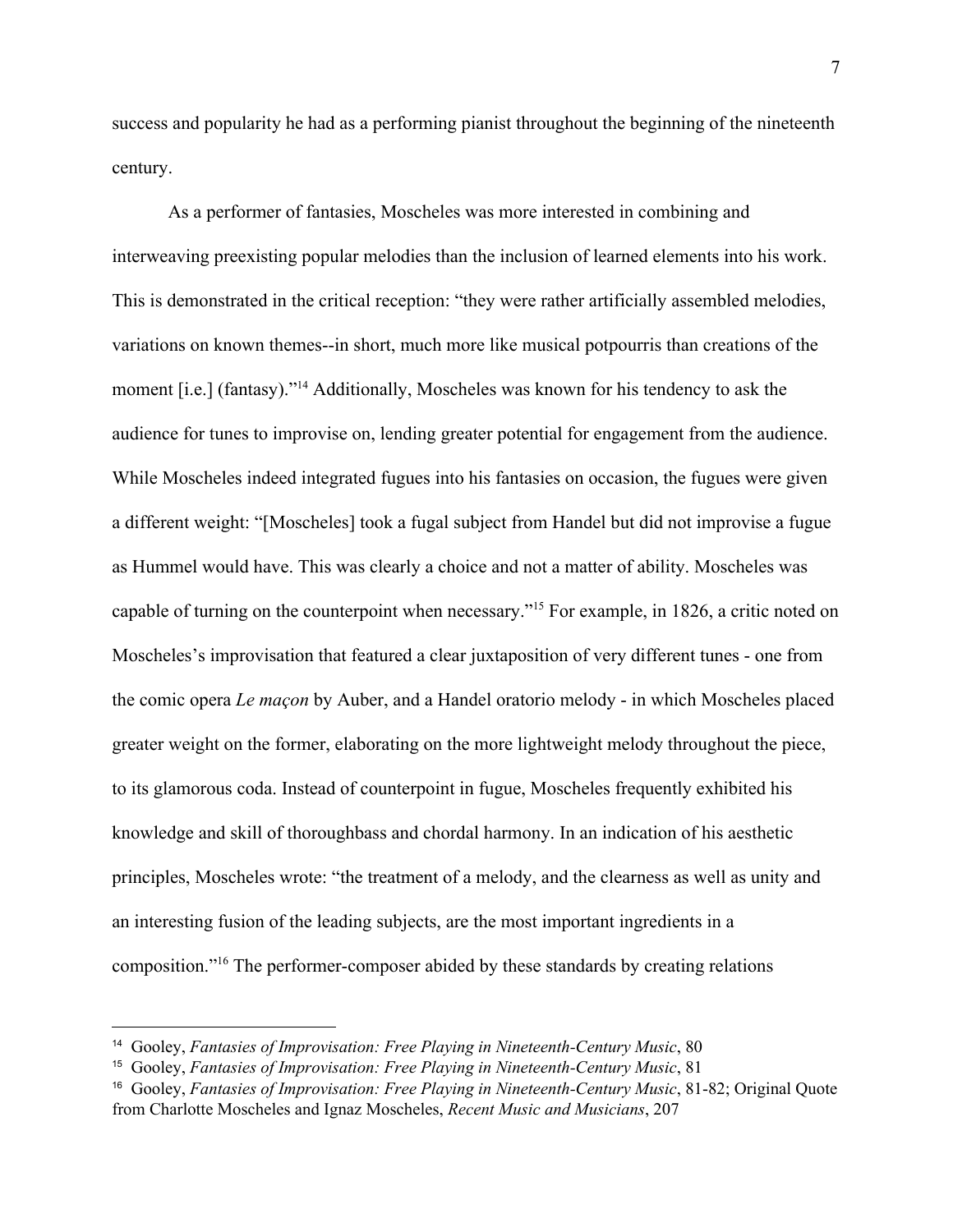success and popularity he had as a performing pianist throughout the beginning of the nineteenth century.

As a performer of fantasies, Moscheles was more interested in combining and interweaving preexisting popular melodies than the inclusion of learned elements into his work. This is demonstrated in the critical reception: "they were rather artificially assembled melodies, variations on known themes--in short, much more like musical potpourris than creations of the moment [i.e.] (fantasy)."[14] Additionally, Moscheles was known for his tendency to ask the audience for tunes to improvise on, lending greater potential for engagement from the audience. While Moscheles indeed integrated fugues into his fantasies on occasion, the fugues were given a different weight: "[Moscheles] took a fugal subject from Handel but did not improvise a fugue as Hummel would have. This was clearly a choice and not a matter of ability. Moscheles was capable of turning on the counterpoint when necessary."[15] For example, in 1826, a critic noted on Moscheles's improvisation that featured a clear juxtaposition of very different tunes - one from the comic opera *Le maçon* by Auber, and a Handel oratorio melody - in which Moscheles placed greater weight on the former, elaborating on the more lightweight melody throughout the piece, to its glamorous coda. Instead of counterpoint in fugue, Moscheles frequently exhibited his knowledge and skill of thoroughbass and chordal harmony. In an indication of his aesthetic principles, Moscheles wrote: "the treatment of a melody, and the clearness as well as unity and an interesting fusion of the leading subjects, are the most important ingredients in a composition."[16] The performer-composer abided by these standards by creating relations

---

[14] Gooley, *Fantasies of Improvisation: Free Playing in Nineteenth-Century Music*, 80

[15] Gooley, *Fantasies of Improvisation: Free Playing in Nineteenth-Century Music*, 81

[16] Gooley, *Fantasies of Improvisation: Free Playing in Nineteenth-Century Music*, 81-82; Original Quote from Charlotte Moscheles and Ignaz Moscheles, *Recent Music and Musicians*, 207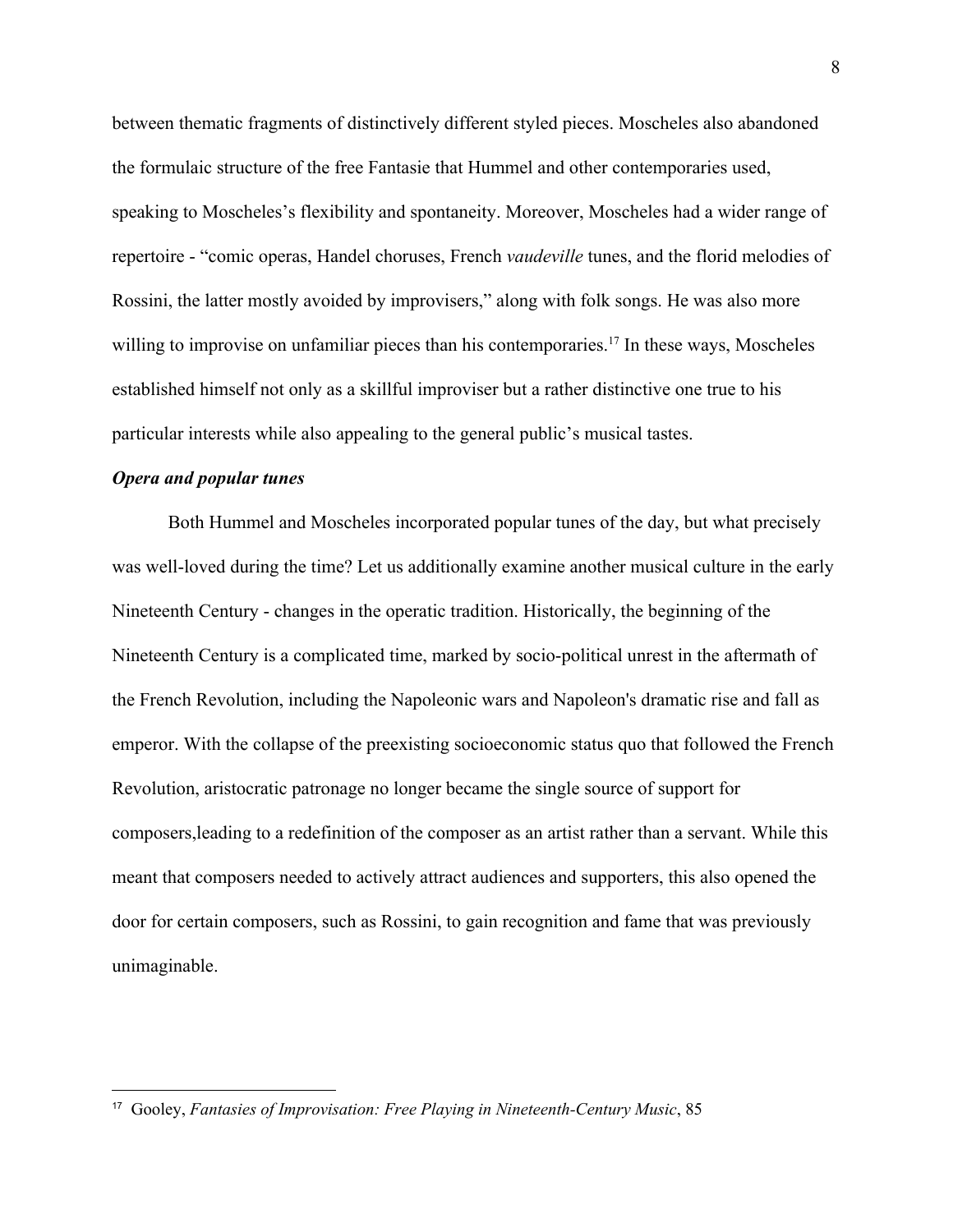between thematic fragments of distinctively different styled pieces. Moscheles also abandoned the formulaic structure of the free Fantasie that Hummel and other contemporaries used, speaking to Moscheles's flexibility and spontaneity. Moreover, Moscheles had a wider range of repertoire - "comic operas, Handel choruses, French *vaudeville* tunes, and the florid melodies of Rossini, the latter mostly avoided by improvisers," along with folk songs. He was also more willing to improvise on unfamiliar pieces than his contemporaries.[17] In these ways, Moscheles established himself not only as a skillful improviser but a rather distinctive one true to his particular interests while also appealing to the general public's musical tastes.

### ***Opera and popular tunes***

Both Hummel and Moscheles incorporated popular tunes of the day, but what precisely was well-loved during the time? Let us additionally examine another musical culture in the early Nineteenth Century - changes in the operatic tradition. Historically, the beginning of the Nineteenth Century is a complicated time, marked by socio-political unrest in the aftermath of the French Revolution, including the Napoleonic wars and Napoleon's dramatic rise and fall as emperor. With the collapse of the preexisting socioeconomic status quo that followed the French Revolution, aristocratic patronage no longer became the single source of support for composers,leading to a redefinition of the composer as an artist rather than a servant. While this meant that composers needed to actively attract audiences and supporters, this also opened the door for certain composers, such as Rossini, to gain recognition and fame that was previously unimaginable.

---

[17] Gooley, *Fantasies of Improvisation: Free Playing in Nineteenth-Century Music*, 85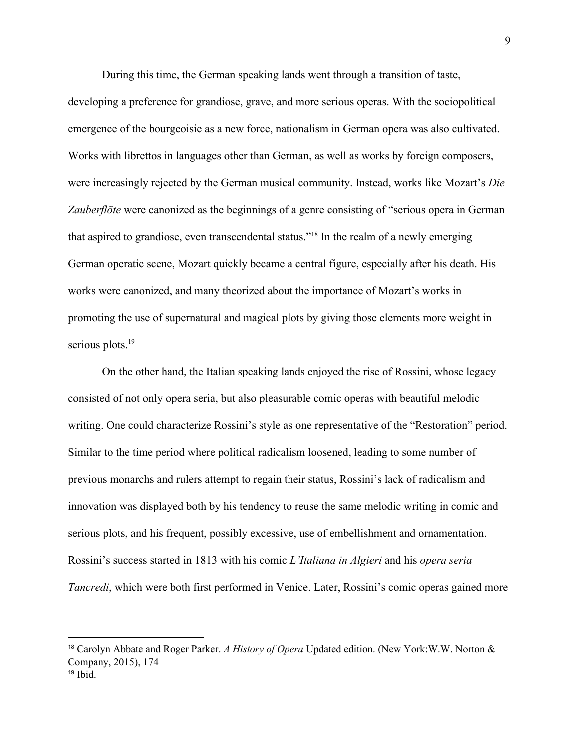During this time, the German speaking lands went through a transition of taste, developing a preference for grandiose, grave, and more serious operas. With the sociopolitical emergence of the bourgeoisie as a new force, nationalism in German opera was also cultivated. Works with librettos in languages other than German, as well as works by foreign composers, were increasingly rejected by the German musical community. Instead, works like Mozart's *Die Zauberflöte* were canonized as the beginnings of a genre consisting of "serious opera in German that aspired to grandiose, even transcendental status."[18] In the realm of a newly emerging German operatic scene, Mozart quickly became a central figure, especially after his death. His works were canonized, and many theorized about the importance of Mozart's works in promoting the use of supernatural and magical plots by giving those elements more weight in serious plots.[19]

On the other hand, the Italian speaking lands enjoyed the rise of Rossini, whose legacy consisted of not only opera seria, but also pleasurable comic operas with beautiful melodic writing. One could characterize Rossini's style as one representative of the "Restoration" period. Similar to the time period where political radicalism loosened, leading to some number of previous monarchs and rulers attempt to regain their status, Rossini's lack of radicalism and innovation was displayed both by his tendency to reuse the same melodic writing in comic and serious plots, and his frequent, possibly excessive, use of embellishment and ornamentation. Rossini's success started in 1813 with his comic *L'Italiana in Algieri* and his *opera seria Tancredi*, which were both first performed in Venice. Later, Rossini's comic operas gained more

---

[18] Carolyn Abbate and Roger Parker. *A History of Opera* Updated edition. (New York:W.W. Norton & Company, 2015), 174

[19] Ibid.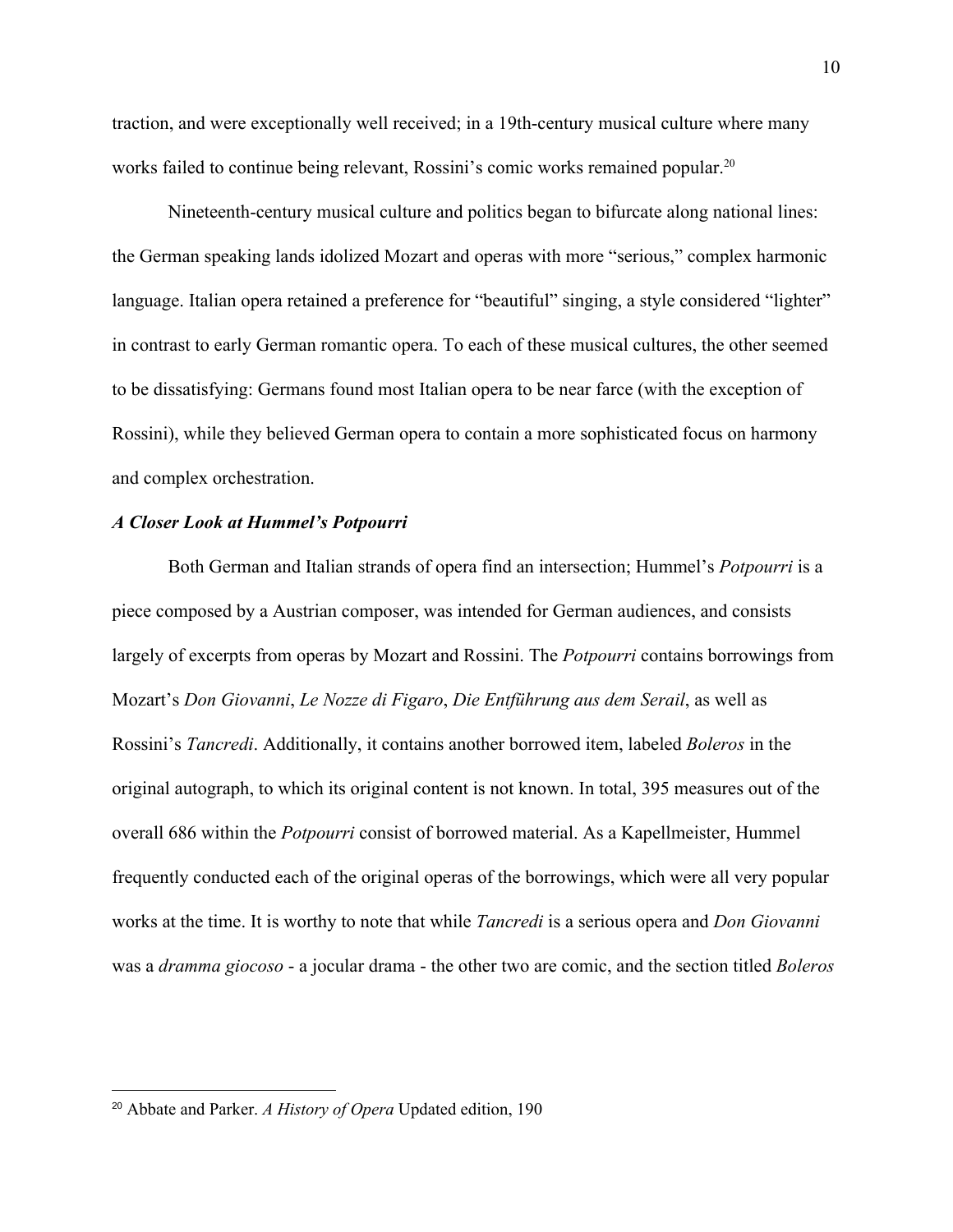traction, and were exceptionally well received; in a 19th-century musical culture where many works failed to continue being relevant, Rossini's comic works remained popular.[20]

Nineteenth-century musical culture and politics began to bifurcate along national lines: the German speaking lands idolized Mozart and operas with more "serious," complex harmonic language. Italian opera retained a preference for "beautiful" singing, a style considered "lighter" in contrast to early German romantic opera. To each of these musical cultures, the other seemed to be dissatisfying: Germans found most Italian opera to be near farce (with the exception of Rossini), while they believed German opera to contain a more sophisticated focus on harmony and complex orchestration.

### *A Closer Look at Hummel's Potpourri*

Both German and Italian strands of opera find an intersection; Hummel's *Potpourri* is a piece composed by a Austrian composer, was intended for German audiences, and consists largely of excerpts from operas by Mozart and Rossini. The *Potpourri* contains borrowings from Mozart's *Don Giovanni*, *Le Nozze di Figaro*, *Die Entführung aus dem Serail*, as well as Rossini's *Tancredi*. Additionally, it contains another borrowed item, labeled *Boleros* in the original autograph, to which its original content is not known. In total, 395 measures out of the overall 686 within the *Potpourri* consist of borrowed material. As a Kapellmeister, Hummel frequently conducted each of the original operas of the borrowings, which were all very popular works at the time. It is worthy to note that while *Tancredi* is a serious opera and *Don Giovanni* was a *dramma giocoso* - a jocular drama - the other two are comic, and the section titled *Boleros*

[20] Abbate and Parker. *A History of Opera* Updated edition, 190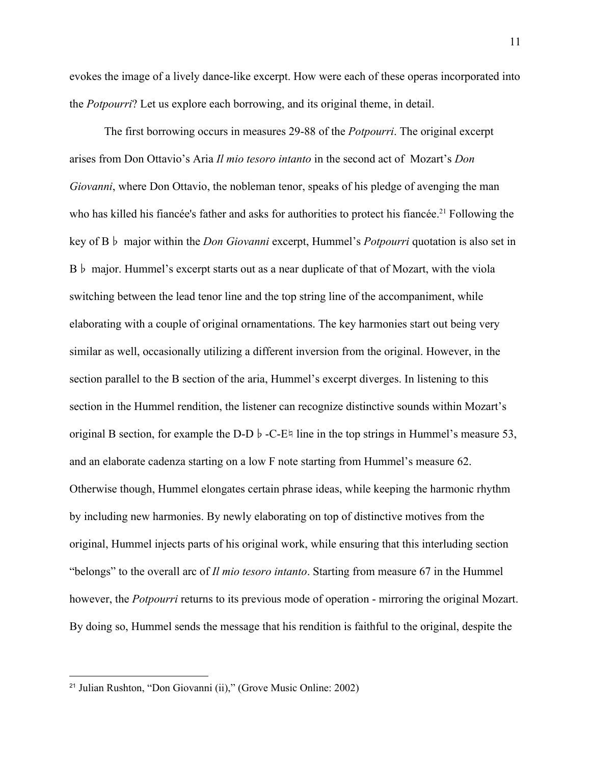evokes the image of a lively dance-like excerpt. How were each of these operas incorporated into the *Potpourri*? Let us explore each borrowing, and its original theme, in detail.

The first borrowing occurs in measures 29-88 of the *Potpourri*. The original excerpt arises from Don Ottavio's Aria *Il mio tesoro intanto* in the second act of Mozart's *Don Giovanni*, where Don Ottavio, the nobleman tenor, speaks of his pledge of avenging the man who has killed his fiancée's father and asks for authorities to protect his fiancée.[21] Following the key of B♭ major within the *Don Giovanni* excerpt, Hummel's *Potpourri* quotation is also set in B♭ major. Hummel's excerpt starts out as a near duplicate of that of Mozart, with the viola switching between the lead tenor line and the top string line of the accompaniment, while elaborating with a couple of original ornamentations. The key harmonies start out being very similar as well, occasionally utilizing a different inversion from the original. However, in the section parallel to the B section of the aria, Hummel's excerpt diverges. In listening to this section in the Hummel rendition, the listener can recognize distinctive sounds within Mozart's original B section, for example the D-D♭-C-E♮ line in the top strings in Hummel's measure 53, and an elaborate cadenza starting on a low F note starting from Hummel's measure 62. Otherwise though, Hummel elongates certain phrase ideas, while keeping the harmonic rhythm by including new harmonies. By newly elaborating on top of distinctive motives from the original, Hummel injects parts of his original work, while ensuring that this interluding section "belongs" to the overall arc of *Il mio tesoro intanto*. Starting from measure 67 in the Hummel however, the *Potpourri* returns to its previous mode of operation - mirroring the original Mozart. By doing so, Hummel sends the message that his rendition is faithful to the original, despite the

[21] Julian Rushton, "Don Giovanni (ii)," (Grove Music Online: 2002)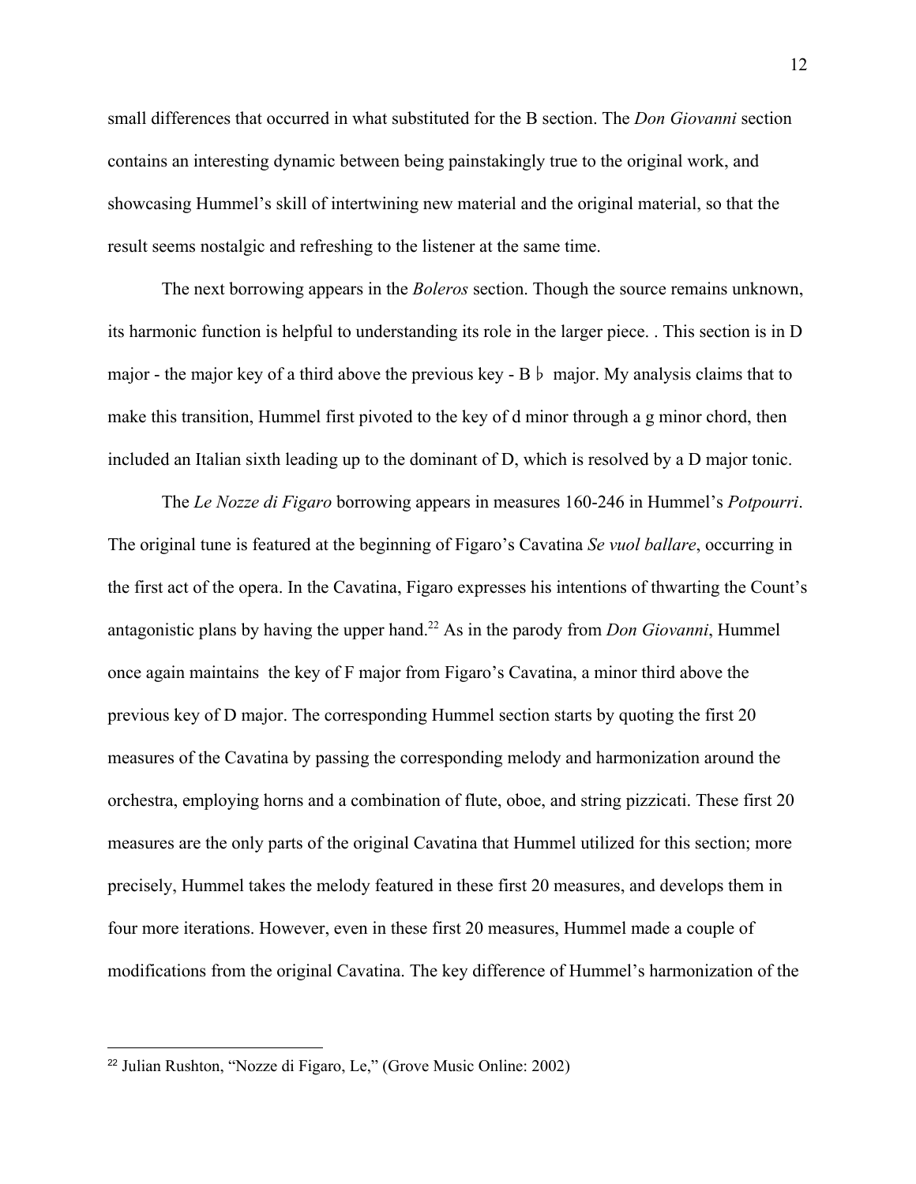small differences that occurred in what substituted for the B section. The *Don Giovanni* section contains an interesting dynamic between being painstakingly true to the original work, and showcasing Hummel's skill of intertwining new material and the original material, so that the result seems nostalgic and refreshing to the listener at the same time.

The next borrowing appears in the *Boleros* section. Though the source remains unknown, its harmonic function is helpful to understanding its role in the larger piece. . This section is in D major - the major key of a third above the previous key - B♭ major. My analysis claims that to make this transition, Hummel first pivoted to the key of d minor through a g minor chord, then included an Italian sixth leading up to the dominant of D, which is resolved by a D major tonic.

The *Le Nozze di Figaro* borrowing appears in measures 160-246 in Hummel's *Potpourri*. The original tune is featured at the beginning of Figaro's Cavatina *Se vuol ballare*, occurring in the first act of the opera. In the Cavatina, Figaro expresses his intentions of thwarting the Count's antagonistic plans by having the upper hand.[22] As in the parody from *Don Giovanni*, Hummel once again maintains the key of F major from Figaro's Cavatina, a minor third above the previous key of D major. The corresponding Hummel section starts by quoting the first 20 measures of the Cavatina by passing the corresponding melody and harmonization around the orchestra, employing horns and a combination of flute, oboe, and string pizzicati. These first 20 measures are the only parts of the original Cavatina that Hummel utilized for this section; more precisely, Hummel takes the melody featured in these first 20 measures, and develops them in four more iterations. However, even in these first 20 measures, Hummel made a couple of modifications from the original Cavatina. The key difference of Hummel's harmonization of the

---

[22] Julian Rushton, "Nozze di Figaro, Le," (Grove Music Online: 2002)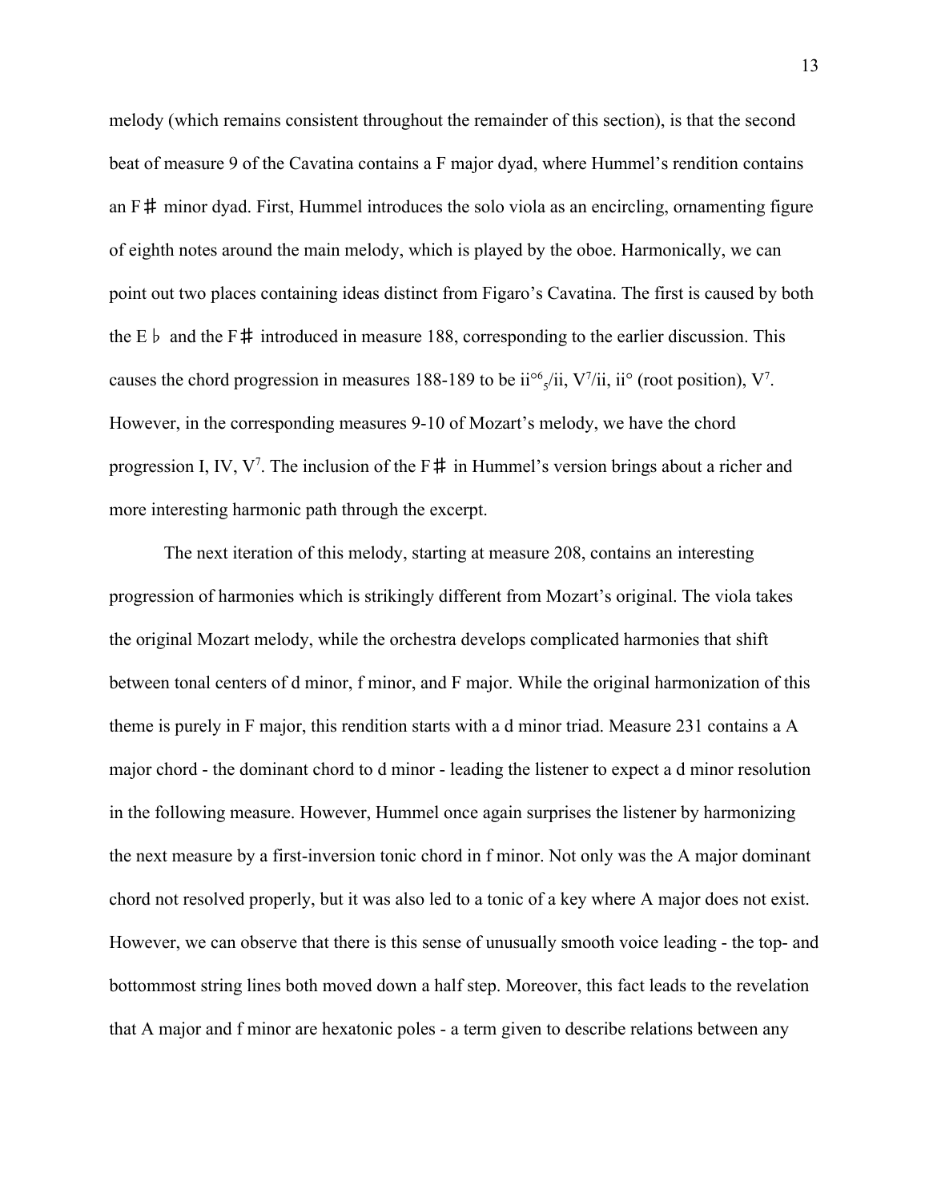melody (which remains consistent throughout the remainder of this section), is that the second beat of measure 9 of the Cavatina contains a F major dyad, where Hummel's rendition contains an F♯ minor dyad. First, Hummel introduces the solo viola as an encircling, ornamenting figure of eighth notes around the main melody, which is played by the oboe. Harmonically, we can point out two places containing ideas distinct from Figaro's Cavatina. The first is caused by both the E♭ and the F♯ introduced in measure 188, corresponding to the earlier discussion. This causes the chord progression in measures 188-189 to be ii$^{\circ6}_{5}$/ii, V$^7$/ii, ii° (root position), V$^7$. However, in the corresponding measures 9-10 of Mozart's melody, we have the chord progression I, IV, V$^7$. The inclusion of the F♯ in Hummel's version brings about a richer and more interesting harmonic path through the excerpt.

The next iteration of this melody, starting at measure 208, contains an interesting progression of harmonies which is strikingly different from Mozart's original. The viola takes the original Mozart melody, while the orchestra develops complicated harmonies that shift between tonal centers of d minor, f minor, and F major. While the original harmonization of this theme is purely in F major, this rendition starts with a d minor triad. Measure 231 contains a A major chord - the dominant chord to d minor - leading the listener to expect a d minor resolution in the following measure. However, Hummel once again surprises the listener by harmonizing the next measure by a first-inversion tonic chord in f minor. Not only was the A major dominant chord not resolved properly, but it was also led to a tonic of a key where A major does not exist. However, we can observe that there is this sense of unusually smooth voice leading - the top- and bottommost string lines both moved down a half step. Moreover, this fact leads to the revelation that A major and f minor are hexatonic poles - a term given to describe relations between any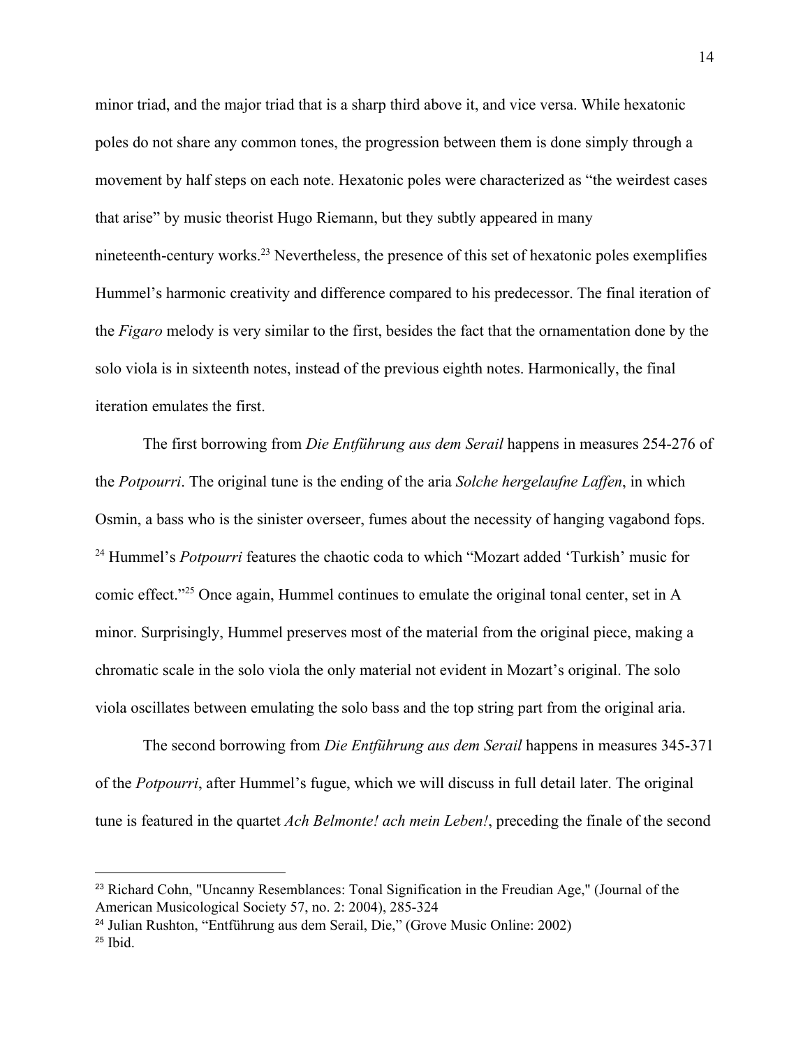minor triad, and the major triad that is a sharp third above it, and vice versa. While hexatonic poles do not share any common tones, the progression between them is done simply through a movement by half steps on each note. Hexatonic poles were characterized as "the weirdest cases that arise" by music theorist Hugo Riemann, but they subtly appeared in many nineteenth-century works.[23] Nevertheless, the presence of this set of hexatonic poles exemplifies Hummel's harmonic creativity and difference compared to his predecessor. The final iteration of the *Figaro* melody is very similar to the first, besides the fact that the ornamentation done by the solo viola is in sixteenth notes, instead of the previous eighth notes. Harmonically, the final iteration emulates the first.

The first borrowing from *Die Entführung aus dem Serail* happens in measures 254-276 of the *Potpourri*. The original tune is the ending of the aria *Solche hergelaufne Laffen*, in which Osmin, a bass who is the sinister overseer, fumes about the necessity of hanging vagabond fops. [24] Hummel's *Potpourri* features the chaotic coda to which "Mozart added 'Turkish' music for comic effect."[25] Once again, Hummel continues to emulate the original tonal center, set in A minor. Surprisingly, Hummel preserves most of the material from the original piece, making a chromatic scale in the solo viola the only material not evident in Mozart's original. The solo viola oscillates between emulating the solo bass and the top string part from the original aria.

The second borrowing from *Die Entführung aus dem Serail* happens in measures 345-371 of the *Potpourri*, after Hummel's fugue, which we will discuss in full detail later. The original tune is featured in the quartet *Ach Belmonte! ach mein Leben!*, preceding the finale of the second

---

[23] Richard Cohn, "Uncanny Resemblances: Tonal Signification in the Freudian Age," (Journal of the American Musicological Society 57, no. 2: 2004), 285-324

[24] Julian Rushton, "Entführung aus dem Serail, Die," (Grove Music Online: 2002)

[25] Ibid.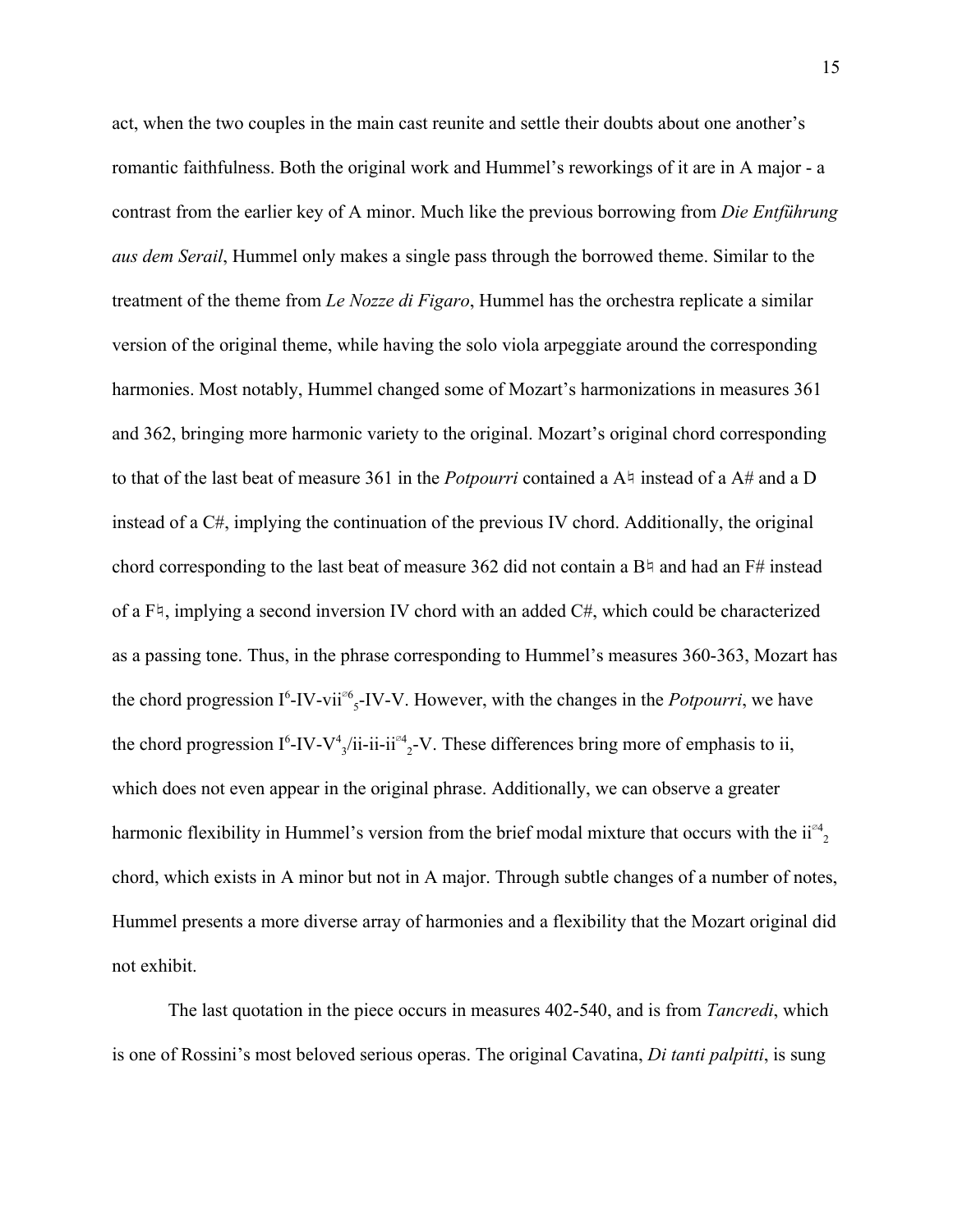act, when the two couples in the main cast reunite and settle their doubts about one another's romantic faithfulness. Both the original work and Hummel's reworkings of it are in A major - a contrast from the earlier key of A minor. Much like the previous borrowing from *Die Entführung aus dem Serail*, Hummel only makes a single pass through the borrowed theme. Similar to the treatment of the theme from *Le Nozze di Figaro*, Hummel has the orchestra replicate a similar version of the original theme, while having the solo viola arpeggiate around the corresponding harmonies. Most notably, Hummel changed some of Mozart's harmonizations in measures 361 and 362, bringing more harmonic variety to the original. Mozart's original chord corresponding to that of the last beat of measure 361 in the *Potpourri* contained a A♮ instead of a A# and a D instead of a C#, implying the continuation of the previous IV chord. Additionally, the original chord corresponding to the last beat of measure 362 did not contain a B♮ and had an F# instead of a F♮, implying a second inversion IV chord with an added C#, which could be characterized as a passing tone. Thus, in the phrase corresponding to Hummel's measures 360-363, Mozart has the chord progression $I^6$-IV-$vii^{ø6}_{5}$-IV-V. However, with the changes in the *Potpourri*, we have the chord progression $I^6$-IV-$V^4_3$/ii-ii-$ii^{ø4}_{2}$-V. These differences bring more of emphasis to ii, which does not even appear in the original phrase. Additionally, we can observe a greater harmonic flexibility in Hummel's version from the brief modal mixture that occurs with the $ii^{ø4}_{2}$ chord, which exists in A minor but not in A major. Through subtle changes of a number of notes, Hummel presents a more diverse array of harmonies and a flexibility that the Mozart original did not exhibit.

The last quotation in the piece occurs in measures 402-540, and is from *Tancredi*, which is one of Rossini's most beloved serious operas. The original Cavatina, *Di tanti palpitti*, is sung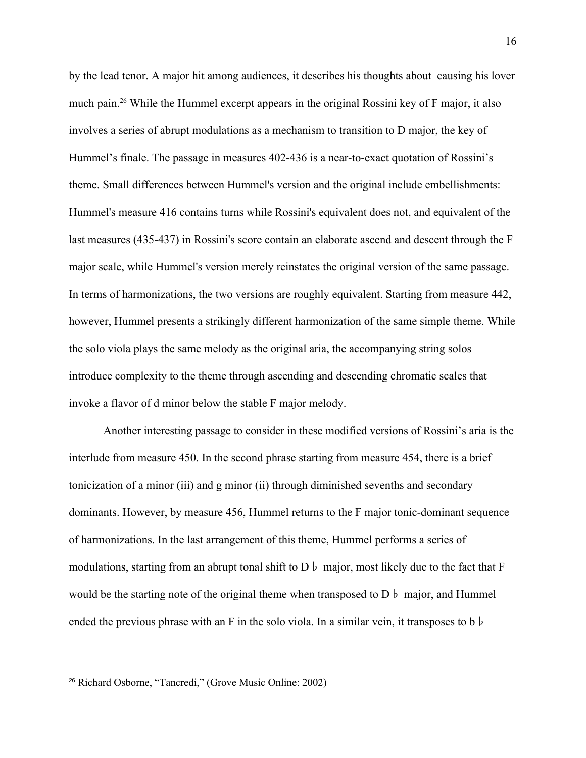by the lead tenor. A major hit among audiences, it describes his thoughts about  causing his lover much pain.[26] While the Hummel excerpt appears in the original Rossini key of F major, it also involves a series of abrupt modulations as a mechanism to transition to D major, the key of Hummel's finale. The passage in measures 402-436 is a near-to-exact quotation of Rossini's theme. Small differences between Hummel's version and the original include embellishments: Hummel's measure 416 contains turns while Rossini's equivalent does not, and equivalent of the last measures (435-437) in Rossini's score contain an elaborate ascend and descent through the F major scale, while Hummel's version merely reinstates the original version of the same passage. In terms of harmonizations, the two versions are roughly equivalent. Starting from measure 442, however, Hummel presents a strikingly different harmonization of the same simple theme. While the solo viola plays the same melody as the original aria, the accompanying string solos introduce complexity to the theme through ascending and descending chromatic scales that invoke a flavor of d minor below the stable F major melody.

Another interesting passage to consider in these modified versions of Rossini's aria is the interlude from measure 450. In the second phrase starting from measure 454, there is a brief tonicization of a minor (iii) and g minor (ii) through diminished sevenths and secondary dominants. However, by measure 456, Hummel returns to the F major tonic-dominant sequence of harmonizations. In the last arrangement of this theme, Hummel performs a series of modulations, starting from an abrupt tonal shift to D♭ major, most likely due to the fact that F would be the starting note of the original theme when transposed to D♭ major, and Hummel ended the previous phrase with an F in the solo viola. In a similar vein, it transposes to b♭

---

[26] Richard Osborne, "Tancredi," (Grove Music Online: 2002)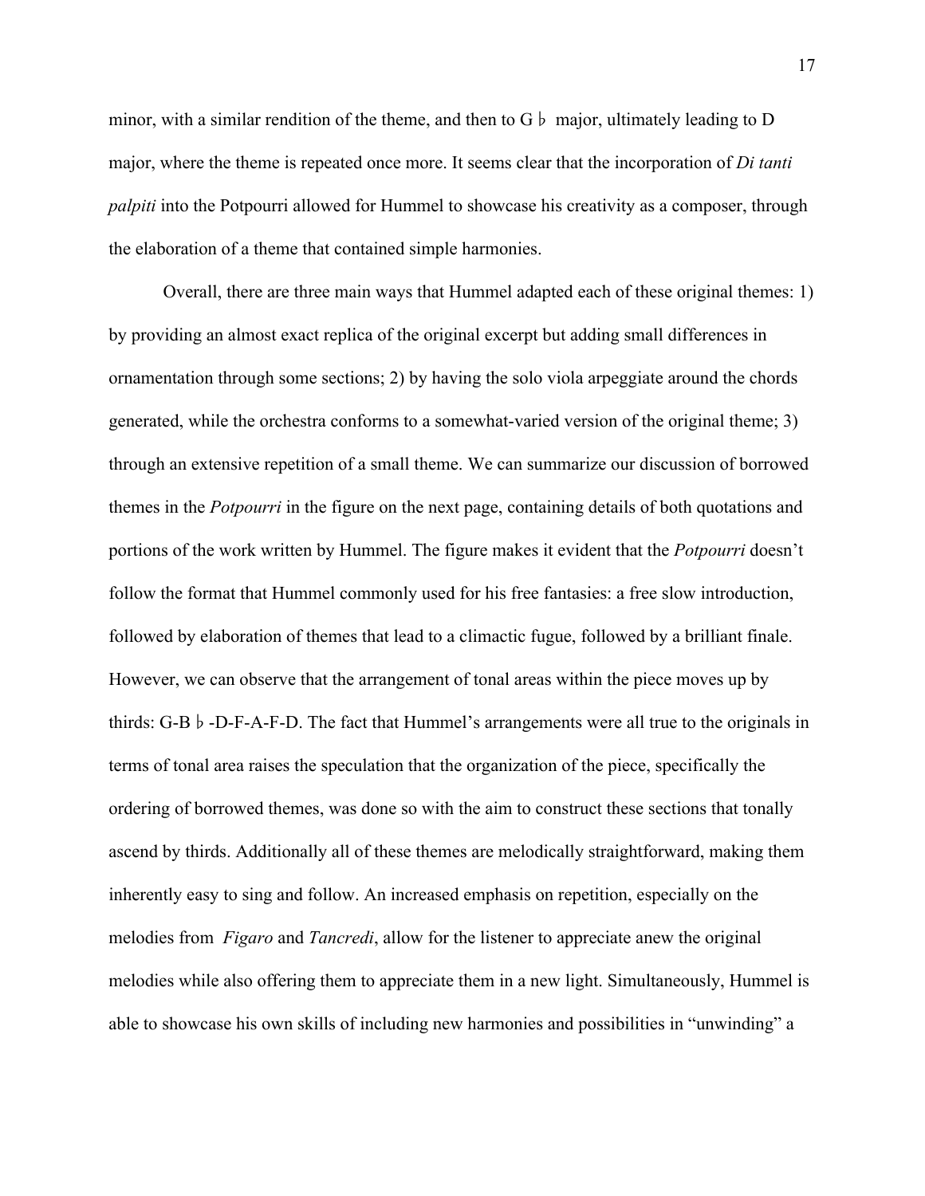minor, with a similar rendition of the theme, and then to G♭ major, ultimately leading to D major, where the theme is repeated once more. It seems clear that the incorporation of *Di tanti palpiti* into the Potpourri allowed for Hummel to showcase his creativity as a composer, through the elaboration of a theme that contained simple harmonies.

Overall, there are three main ways that Hummel adapted each of these original themes: 1) by providing an almost exact replica of the original excerpt but adding small differences in ornamentation through some sections; 2) by having the solo viola arpeggiate around the chords generated, while the orchestra conforms to a somewhat-varied version of the original theme; 3) through an extensive repetition of a small theme. We can summarize our discussion of borrowed themes in the *Potpourri* in the figure on the next page, containing details of both quotations and portions of the work written by Hummel. The figure makes it evident that the *Potpourri* doesn't follow the format that Hummel commonly used for his free fantasies: a free slow introduction, followed by elaboration of themes that lead to a climactic fugue, followed by a brilliant finale. However, we can observe that the arrangement of tonal areas within the piece moves up by thirds: G-B♭-D-F-A-F-D. The fact that Hummel's arrangements were all true to the originals in terms of tonal area raises the speculation that the organization of the piece, specifically the ordering of borrowed themes, was done so with the aim to construct these sections that tonally ascend by thirds. Additionally all of these themes are melodically straightforward, making them inherently easy to sing and follow. An increased emphasis on repetition, especially on the melodies from *Figaro* and *Tancredi*, allow for the listener to appreciate anew the original melodies while also offering them to appreciate them in a new light. Simultaneously, Hummel is able to showcase his own skills of including new harmonies and possibilities in "unwinding" a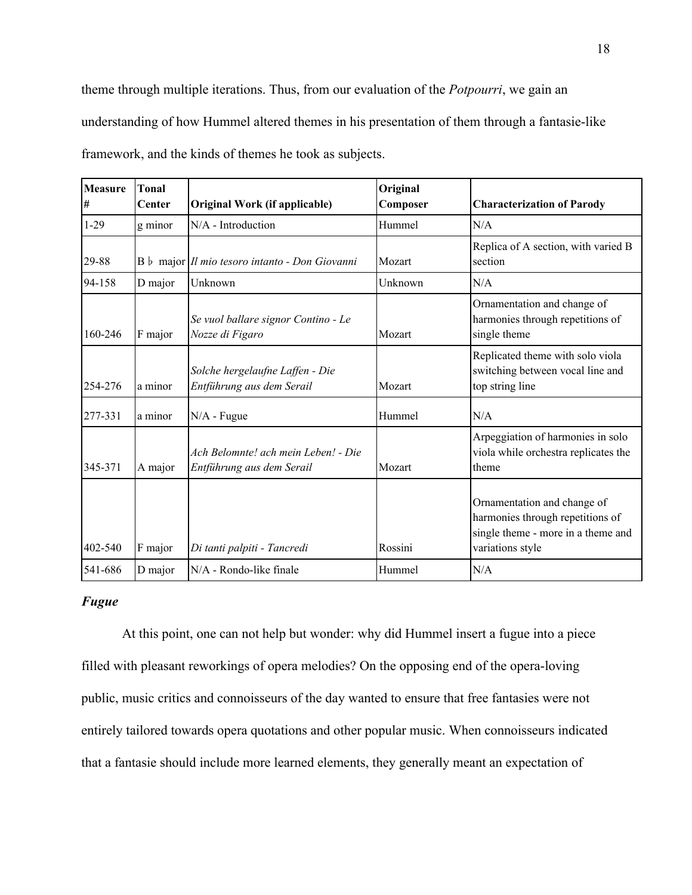theme through multiple iterations. Thus, from our evaluation of the *Potpourri*, we gain an understanding of how Hummel altered themes in his presentation of them through a fantasie-like framework, and the kinds of themes he took as subjects.

| Measure # | Tonal Center | Original Work (if applicable) | Original Composer | Characterization of Parody |
|---|---|---|---|---|
| 1-29 | g minor | N/A - Introduction | Hummel | N/A |
| 29-88 | B ♭ major | *Il mio tesoro intanto - Don Giovanni* | Mozart | Replica of A section, with varied B section |
| 94-158 | D major | Unknown | Unknown | N/A |
| 160-246 | F major | *Se vuol ballare signor Contino - Le Nozze di Figaro* | Mozart | Ornamentation and change of harmonies through repetitions of single theme |
| 254-276 | a minor | *Solche hergelaufne Laffen - Die Entführung aus dem Serail* | Mozart | Replicated theme with solo viola switching between vocal line and top string line |
| 277-331 | a minor | N/A - Fugue | Hummel | N/A |
| 345-371 | A major | *Ach Belomnte! ach mein Leben! - Die Entführung aus dem Serail* | Mozart | Arpeggiation of harmonies in solo viola while orchestra replicates the theme |
| 402-540 | F major | *Di tanti palpiti - Tancredi* | Rossini | Ornamentation and change of harmonies through repetitions of single theme - more in a theme and variations style |
| 541-686 | D major | N/A - Rondo-like finale | Hummel | N/A |

### *Fugue*

At this point, one can not help but wonder: why did Hummel insert a fugue into a piece filled with pleasant reworkings of opera melodies? On the opposing end of the opera-loving public, music critics and connoisseurs of the day wanted to ensure that free fantasies were not entirely tailored towards opera quotations and other popular music. When connoisseurs indicated that a fantasie should include more learned elements, they generally meant an expectation of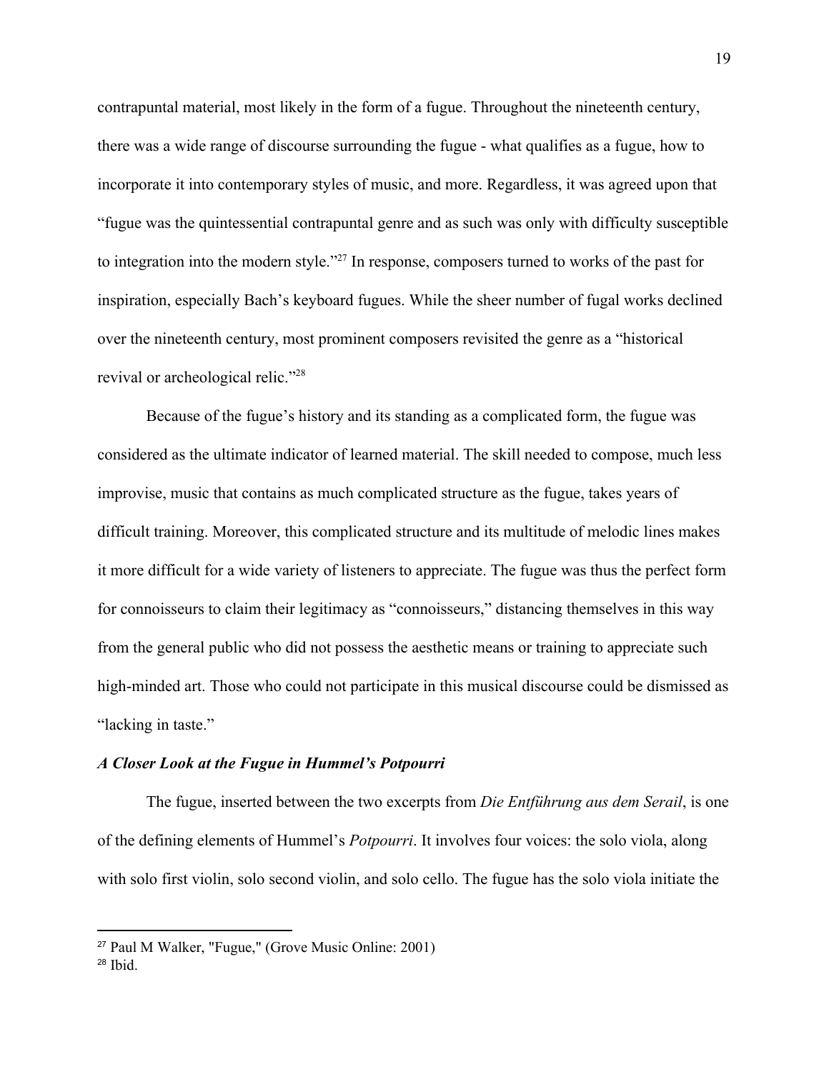contrapuntal material, most likely in the form of a fugue. Throughout the nineteenth century, there was a wide range of discourse surrounding the fugue - what qualifies as a fugue, how to incorporate it into contemporary styles of music, and more. Regardless, it was agreed upon that "fugue was the quintessential contrapuntal genre and as such was only with difficulty susceptible to integration into the modern style."[27] In response, composers turned to works of the past for inspiration, especially Bach's keyboard fugues. While the sheer number of fugal works declined over the nineteenth century, most prominent composers revisited the genre as a "historical revival or archeological relic."[28]

Because of the fugue's history and its standing as a complicated form, the fugue was considered as the ultimate indicator of learned material. The skill needed to compose, much less improvise, music that contains as much complicated structure as the fugue, takes years of difficult training. Moreover, this complicated structure and its multitude of melodic lines makes it more difficult for a wide variety of listeners to appreciate. The fugue was thus the perfect form for connoisseurs to claim their legitimacy as "connoisseurs," distancing themselves in this way from the general public who did not possess the aesthetic means or training to appreciate such high-minded art. Those who could not participate in this musical discourse could be dismissed as "lacking in taste."

### *A Closer Look at the Fugue in Hummel's Potpourri*

The fugue, inserted between the two excerpts from *Die Entführung aus dem Serail*, is one of the defining elements of Hummel's *Potpourri*. It involves four voices: the solo viola, along with solo first violin, solo second violin, and solo cello. The fugue has the solo viola initiate the

---

[27] Paul M Walker, "Fugue," (Grove Music Online: 2001)

[28] Ibid.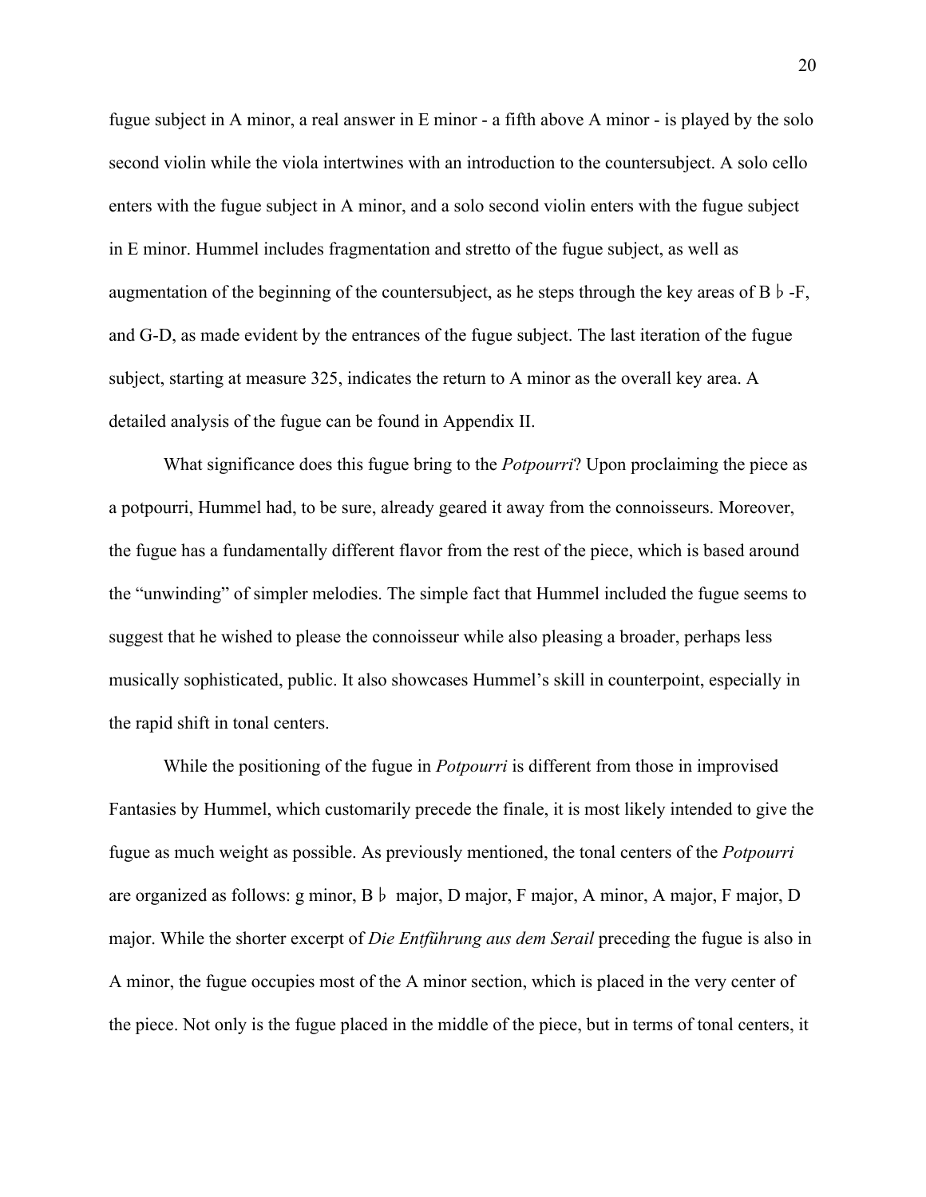fugue subject in A minor, a real answer in E minor - a fifth above A minor - is played by the solo second violin while the viola intertwines with an introduction to the countersubject. A solo cello enters with the fugue subject in A minor, and a solo second violin enters with the fugue subject in E minor. Hummel includes fragmentation and stretto of the fugue subject, as well as augmentation of the beginning of the countersubject, as he steps through the key areas of B♭-F, and G-D, as made evident by the entrances of the fugue subject. The last iteration of the fugue subject, starting at measure 325, indicates the return to A minor as the overall key area. A detailed analysis of the fugue can be found in Appendix II.

What significance does this fugue bring to the *Potpourri*? Upon proclaiming the piece as a potpourri, Hummel had, to be sure, already geared it away from the connoisseurs. Moreover, the fugue has a fundamentally different flavor from the rest of the piece, which is based around the "unwinding" of simpler melodies. The simple fact that Hummel included the fugue seems to suggest that he wished to please the connoisseur while also pleasing a broader, perhaps less musically sophisticated, public. It also showcases Hummel's skill in counterpoint, especially in the rapid shift in tonal centers.

While the positioning of the fugue in *Potpourri* is different from those in improvised Fantasies by Hummel, which customarily precede the finale, it is most likely intended to give the fugue as much weight as possible. As previously mentioned, the tonal centers of the *Potpourri* are organized as follows: g minor, B♭ major, D major, F major, A minor, A major, F major, D major. While the shorter excerpt of *Die Entführung aus dem Serail* preceding the fugue is also in A minor, the fugue occupies most of the A minor section, which is placed in the very center of the piece. Not only is the fugue placed in the middle of the piece, but in terms of tonal centers, it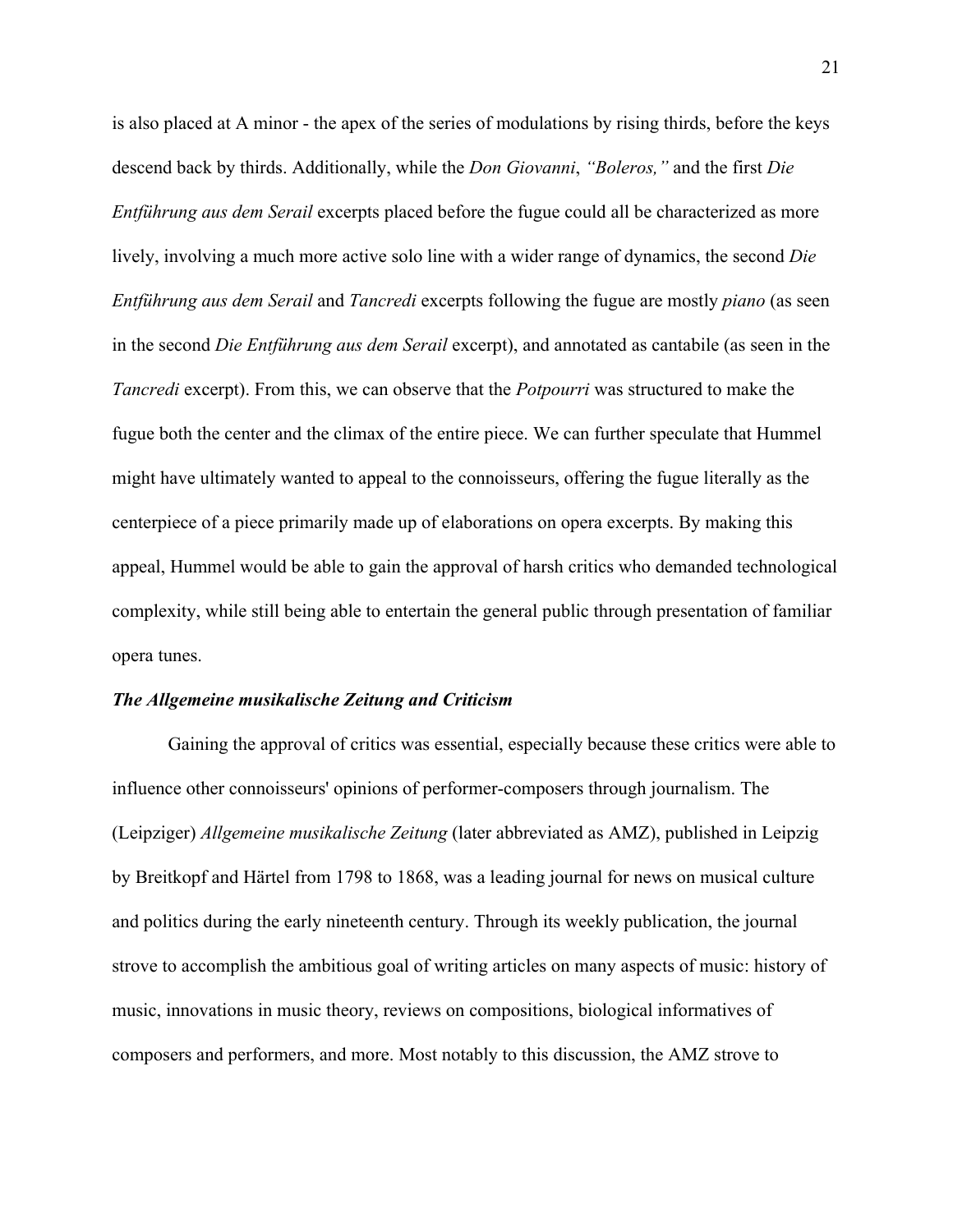is also placed at A minor - the apex of the series of modulations by rising thirds, before the keys descend back by thirds. Additionally, while the *Don Giovanni*, *"Boleros,"* and the first *Die Entführung aus dem Serail* excerpts placed before the fugue could all be characterized as more lively, involving a much more active solo line with a wider range of dynamics, the second *Die Entführung aus dem Serail* and *Tancredi* excerpts following the fugue are mostly *piano* (as seen in the second *Die Entführung aus dem Serail* excerpt), and annotated as cantabile (as seen in the *Tancredi* excerpt). From this, we can observe that the *Potpourri* was structured to make the fugue both the center and the climax of the entire piece. We can further speculate that Hummel might have ultimately wanted to appeal to the connoisseurs, offering the fugue literally as the centerpiece of a piece primarily made up of elaborations on opera excerpts. By making this appeal, Hummel would be able to gain the approval of harsh critics who demanded technological complexity, while still being able to entertain the general public through presentation of familiar opera tunes.

### *The Allgemeine musikalische Zeitung and Criticism*

Gaining the approval of critics was essential, especially because these critics were able to influence other connoisseurs' opinions of performer-composers through journalism. The (Leipziger) *Allgemeine musikalische Zeitung* (later abbreviated as AMZ), published in Leipzig by Breitkopf and Härtel from 1798 to 1868, was a leading journal for news on musical culture and politics during the early nineteenth century. Through its weekly publication, the journal strove to accomplish the ambitious goal of writing articles on many aspects of music: history of music, innovations in music theory, reviews on compositions, biological informatives of composers and performers, and more. Most notably to this discussion, the AMZ strove to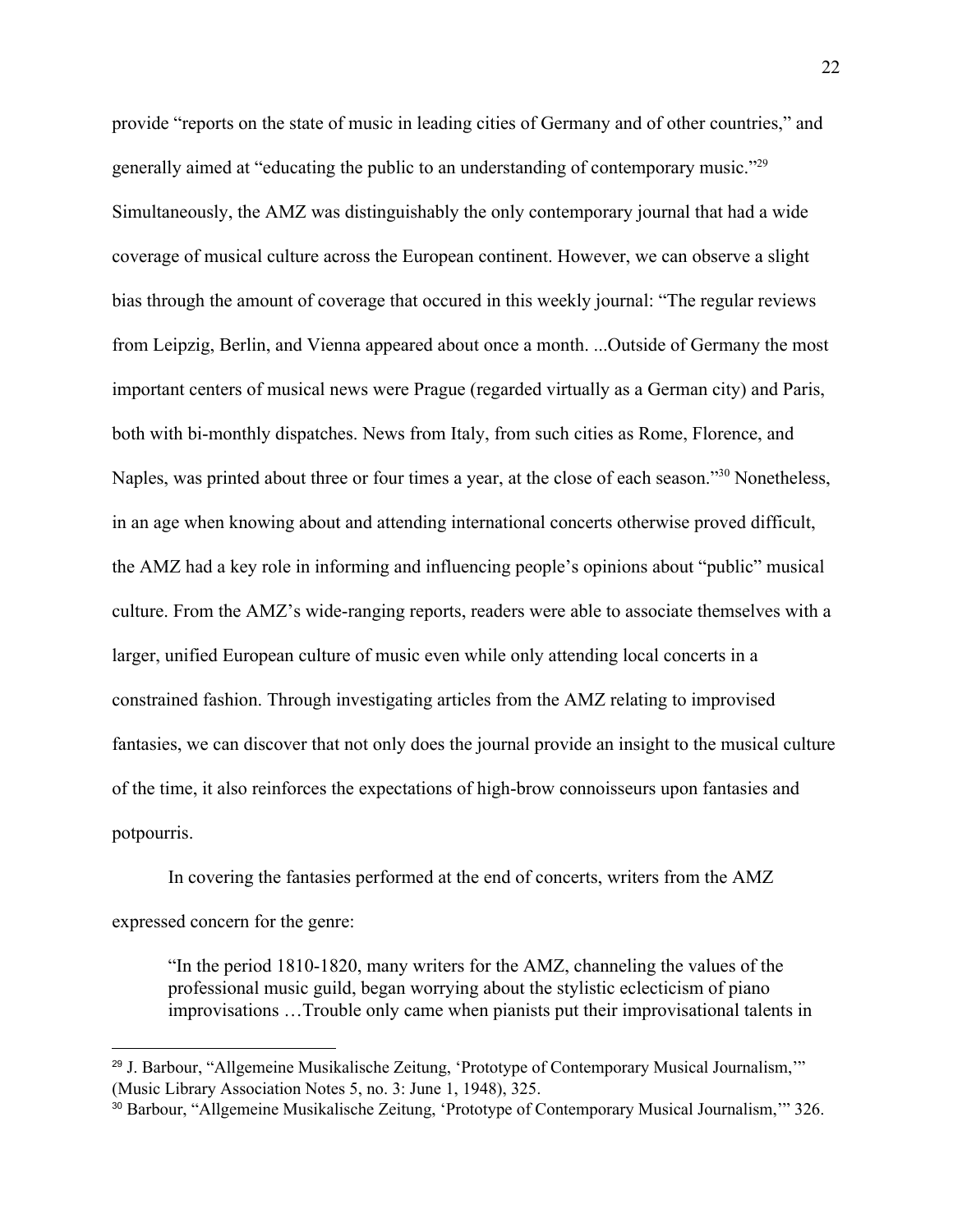provide "reports on the state of music in leading cities of Germany and of other countries," and generally aimed at "educating the public to an understanding of contemporary music."[29] Simultaneously, the AMZ was distinguishably the only contemporary journal that had a wide coverage of musical culture across the European continent. However, we can observe a slight bias through the amount of coverage that occured in this weekly journal: "The regular reviews from Leipzig, Berlin, and Vienna appeared about once a month. ...Outside of Germany the most important centers of musical news were Prague (regarded virtually as a German city) and Paris, both with bi-monthly dispatches. News from Italy, from such cities as Rome, Florence, and Naples, was printed about three or four times a year, at the close of each season."[30] Nonetheless, in an age when knowing about and attending international concerts otherwise proved difficult, the AMZ had a key role in informing and influencing people's opinions about "public" musical culture. From the AMZ's wide-ranging reports, readers were able to associate themselves with a larger, unified European culture of music even while only attending local concerts in a constrained fashion. Through investigating articles from the AMZ relating to improvised fantasies, we can discover that not only does the journal provide an insight to the musical culture of the time, it also reinforces the expectations of high-brow connoisseurs upon fantasies and potpourris.

In covering the fantasies performed at the end of concerts, writers from the AMZ expressed concern for the genre:

> "In the period 1810-1820, many writers for the AMZ, channeling the values of the professional music guild, began worrying about the stylistic eclecticism of piano improvisations …Trouble only came when pianists put their improvisational talents in

---

[29] J. Barbour, "Allgemeine Musikalische Zeitung, 'Prototype of Contemporary Musical Journalism,'" (Music Library Association Notes 5, no. 3: June 1, 1948), 325.

[30] Barbour, "Allgemeine Musikalische Zeitung, 'Prototype of Contemporary Musical Journalism,'" 326.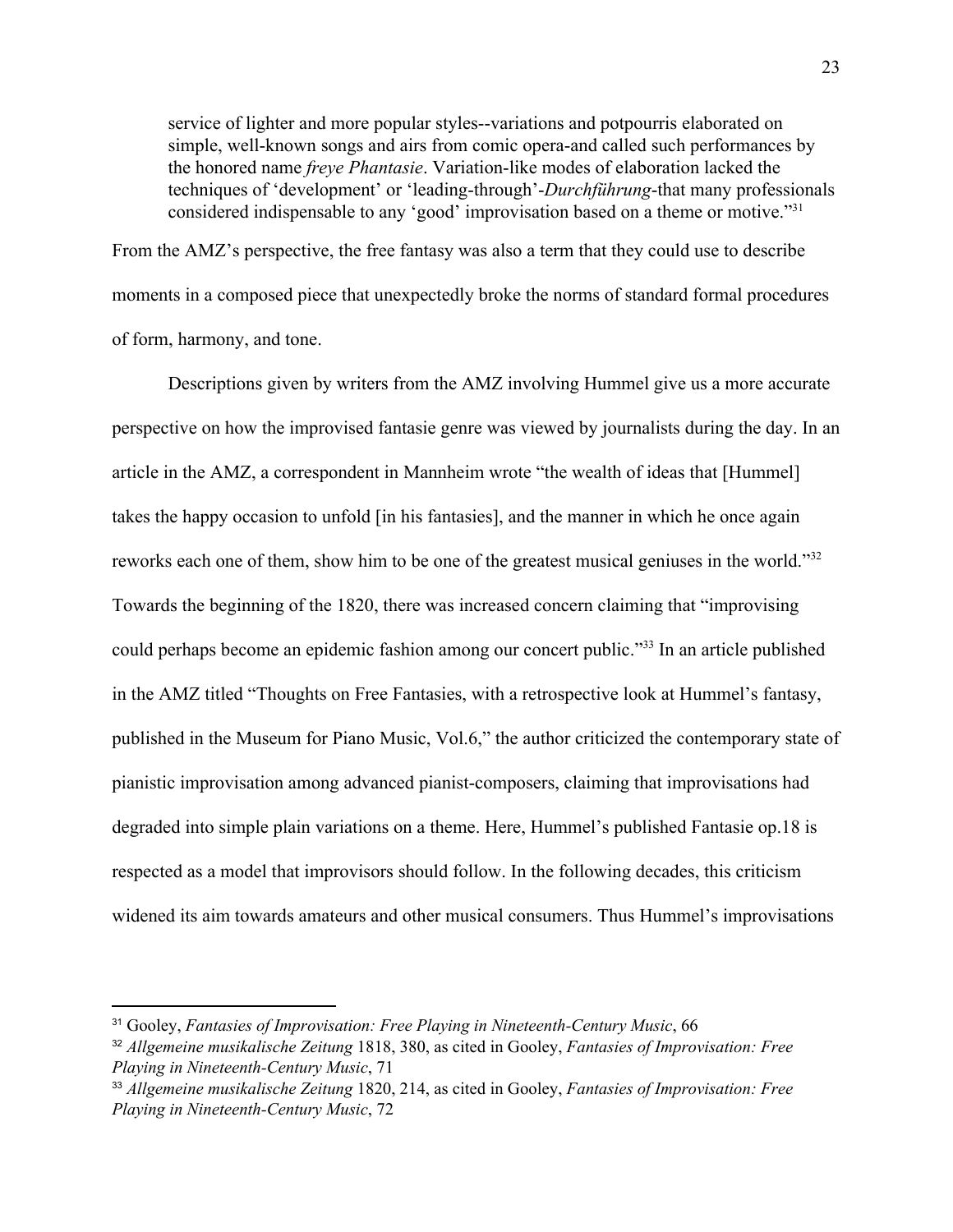> service of lighter and more popular styles--variations and potpourris elaborated on simple, well-known songs and airs from comic opera-and called such performances by the honored name *freye Phantasie*. Variation-like modes of elaboration lacked the techniques of 'development' or 'leading-through'-*Durchführung*-that many professionals considered indispensable to any 'good' improvisation based on a theme or motive."[31]

From the AMZ's perspective, the free fantasy was also a term that they could use to describe moments in a composed piece that unexpectedly broke the norms of standard formal procedures of form, harmony, and tone.

Descriptions given by writers from the AMZ involving Hummel give us a more accurate perspective on how the improvised fantasie genre was viewed by journalists during the day. In an article in the AMZ, a correspondent in Mannheim wrote "the wealth of ideas that [Hummel] takes the happy occasion to unfold [in his fantasies], and the manner in which he once again reworks each one of them, show him to be one of the greatest musical geniuses in the world."[32] Towards the beginning of the 1820, there was increased concern claiming that "improvising could perhaps become an epidemic fashion among our concert public."[33] In an article published in the AMZ titled "Thoughts on Free Fantasies, with a retrospective look at Hummel's fantasy, published in the Museum for Piano Music, Vol.6," the author criticized the contemporary state of pianistic improvisation among advanced pianist-composers, claiming that improvisations had degraded into simple plain variations on a theme. Here, Hummel's published Fantasie op.18 is respected as a model that improvisors should follow. In the following decades, this criticism widened its aim towards amateurs and other musical consumers. Thus Hummel's improvisations

---

[31] Gooley, *Fantasies of Improvisation: Free Playing in Nineteenth-Century Music*, 66

[32] *Allgemeine musikalische Zeitung* 1818, 380, as cited in Gooley, *Fantasies of Improvisation: Free Playing in Nineteenth-Century Music*, 71

[33] *Allgemeine musikalische Zeitung* 1820, 214, as cited in Gooley, *Fantasies of Improvisation: Free Playing in Nineteenth-Century Music*, 72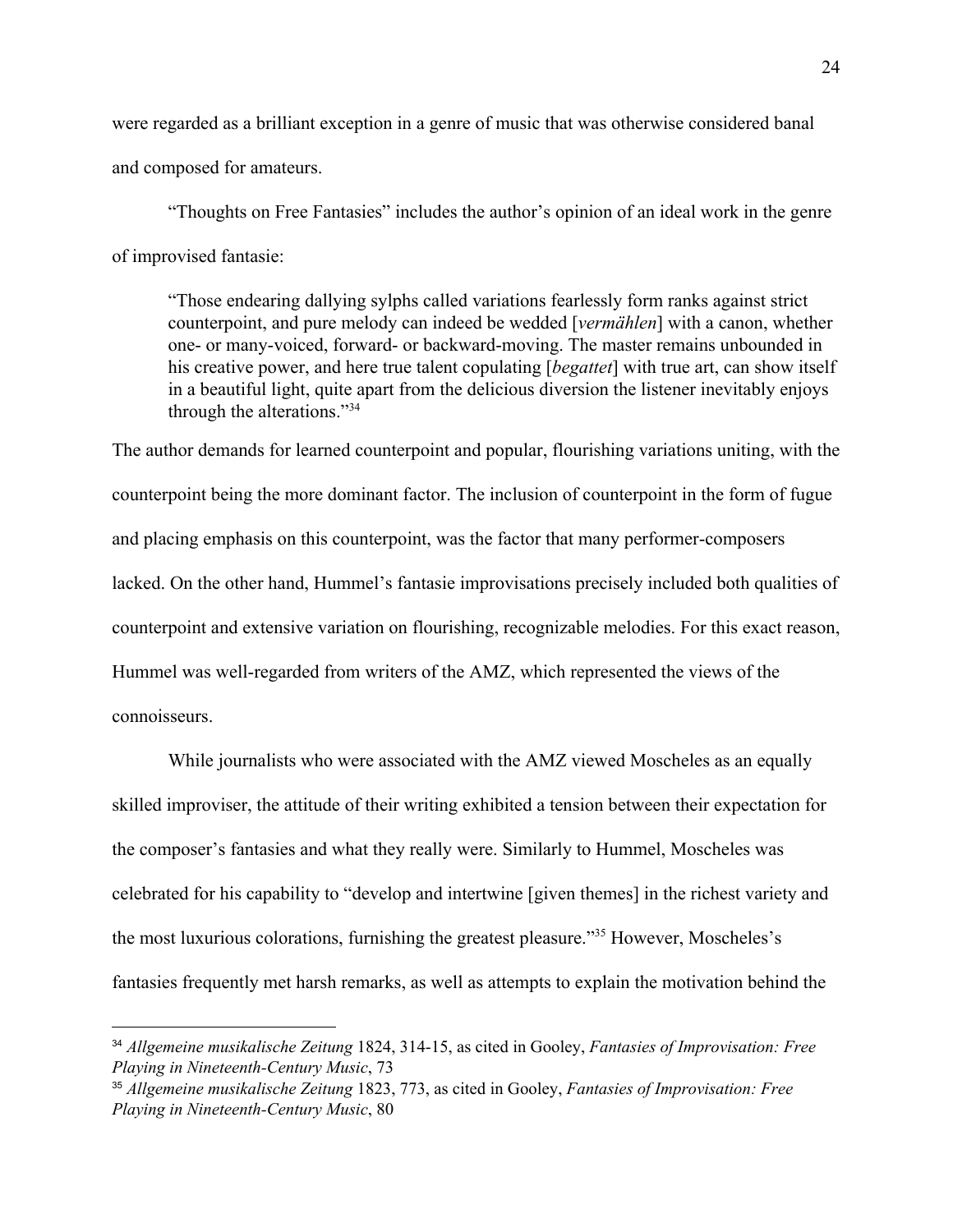were regarded as a brilliant exception in a genre of music that was otherwise considered banal and composed for amateurs.

"Thoughts on Free Fantasies" includes the author's opinion of an ideal work in the genre of improvised fantasie:

> "Those endearing dallying sylphs called variations fearlessly form ranks against strict counterpoint, and pure melody can indeed be wedded [*vermählen*] with a canon, whether one- or many-voiced, forward- or backward-moving. The master remains unbounded in his creative power, and here true talent copulating [*begattet*] with true art, can show itself in a beautiful light, quite apart from the delicious diversion the listener inevitably enjoys through the alterations."[34]

The author demands for learned counterpoint and popular, flourishing variations uniting, with the counterpoint being the more dominant factor. The inclusion of counterpoint in the form of fugue and placing emphasis on this counterpoint, was the factor that many performer-composers lacked. On the other hand, Hummel's fantasie improvisations precisely included both qualities of counterpoint and extensive variation on flourishing, recognizable melodies. For this exact reason, Hummel was well-regarded from writers of the AMZ, which represented the views of the connoisseurs.

While journalists who were associated with the AMZ viewed Moscheles as an equally skilled improviser, the attitude of their writing exhibited a tension between their expectation for the composer's fantasies and what they really were. Similarly to Hummel, Moscheles was celebrated for his capability to "develop and intertwine [given themes] in the richest variety and the most luxurious colorations, furnishing the greatest pleasure."[35] However, Moscheles's fantasies frequently met harsh remarks, as well as attempts to explain the motivation behind the

---

[34] *Allgemeine musikalische Zeitung* 1824, 314-15, as cited in Gooley, *Fantasies of Improvisation: Free Playing in Nineteenth-Century Music*, 73

[35] *Allgemeine musikalische Zeitung* 1823, 773, as cited in Gooley, *Fantasies of Improvisation: Free Playing in Nineteenth-Century Music*, 80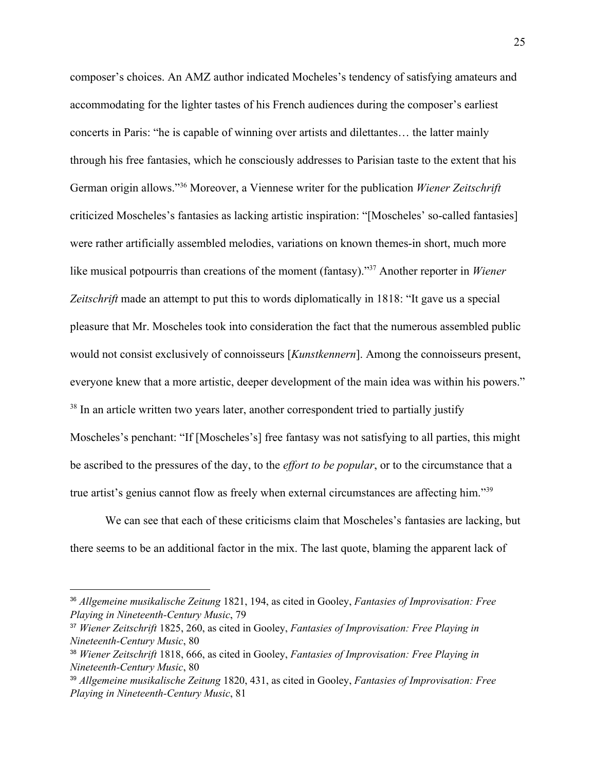composer's choices. An AMZ author indicated Mocheles's tendency of satisfying amateurs and accommodating for the lighter tastes of his French audiences during the composer's earliest concerts in Paris: "he is capable of winning over artists and dilettantes… the latter mainly through his free fantasies, which he consciously addresses to Parisian taste to the extent that his German origin allows."[36] Moreover, a Viennese writer for the publication *Wiener Zeitschrift* criticized Moscheles's fantasies as lacking artistic inspiration: "[Moscheles' so-called fantasies] were rather artificially assembled melodies, variations on known themes-in short, much more like musical potpourris than creations of the moment (fantasy)."[37] Another reporter in *Wiener Zeitschrift* made an attempt to put this to words diplomatically in 1818: "It gave us a special pleasure that Mr. Moscheles took into consideration the fact that the numerous assembled public would not consist exclusively of connoisseurs [*Kunstkennern*]. Among the connoisseurs present, everyone knew that a more artistic, deeper development of the main idea was within his powers." [38] In an article written two years later, another correspondent tried to partially justify Moscheles's penchant: "If [Moscheles's] free fantasy was not satisfying to all parties, this might be ascribed to the pressures of the day, to the *effort to be popular*, or to the circumstance that a true artist's genius cannot flow as freely when external circumstances are affecting him."[39]

We can see that each of these criticisms claim that Moscheles's fantasies are lacking, but there seems to be an additional factor in the mix. The last quote, blaming the apparent lack of

---

[36] *Allgemeine musikalische Zeitung* 1821, 194, as cited in Gooley, *Fantasies of Improvisation: Free Playing in Nineteenth-Century Music*, 79

[37] *Wiener Zeitschrift* 1825, 260, as cited in Gooley, *Fantasies of Improvisation: Free Playing in Nineteenth-Century Music*, 80

[38] *Wiener Zeitschrift* 1818, 666, as cited in Gooley, *Fantasies of Improvisation: Free Playing in Nineteenth-Century Music*, 80

[39] *Allgemeine musikalische Zeitung* 1820, 431, as cited in Gooley, *Fantasies of Improvisation: Free Playing in Nineteenth-Century Music*, 81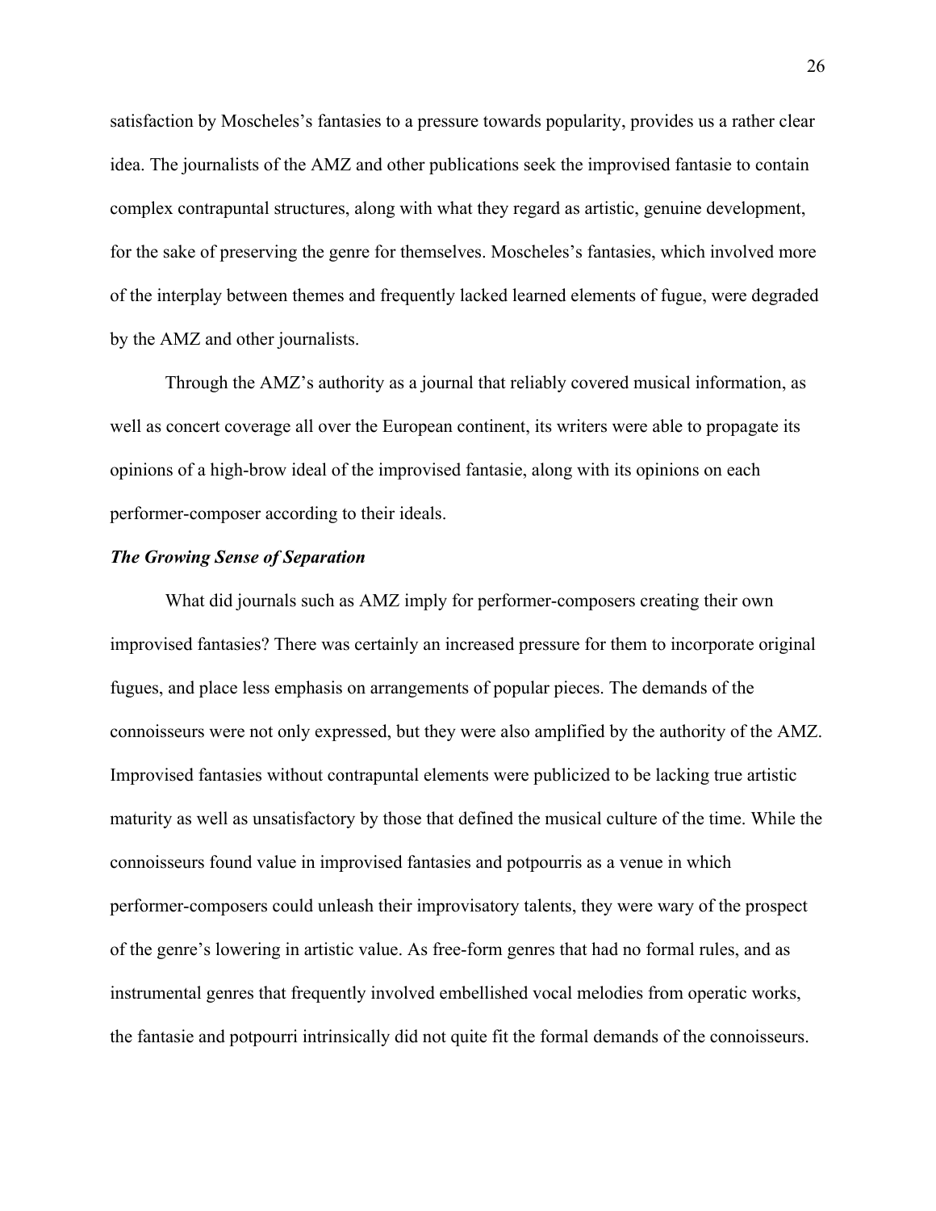satisfaction by Moscheles's fantasies to a pressure towards popularity, provides us a rather clear idea. The journalists of the AMZ and other publications seek the improvised fantasie to contain complex contrapuntal structures, along with what they regard as artistic, genuine development, for the sake of preserving the genre for themselves. Moscheles's fantasies, which involved more of the interplay between themes and frequently lacked learned elements of fugue, were degraded by the AMZ and other journalists.

Through the AMZ's authority as a journal that reliably covered musical information, as well as concert coverage all over the European continent, its writers were able to propagate its opinions of a high-brow ideal of the improvised fantasie, along with its opinions on each performer-composer according to their ideals.

***The Growing Sense of Separation***

What did journals such as AMZ imply for performer-composers creating their own improvised fantasies? There was certainly an increased pressure for them to incorporate original fugues, and place less emphasis on arrangements of popular pieces. The demands of the connoisseurs were not only expressed, but they were also amplified by the authority of the AMZ. Improvised fantasies without contrapuntal elements were publicized to be lacking true artistic maturity as well as unsatisfactory by those that defined the musical culture of the time. While the connoisseurs found value in improvised fantasies and potpourris as a venue in which performer-composers could unleash their improvisatory talents, they were wary of the prospect of the genre's lowering in artistic value. As free-form genres that had no formal rules, and as instrumental genres that frequently involved embellished vocal melodies from operatic works, the fantasie and potpourri intrinsically did not quite fit the formal demands of the connoisseurs.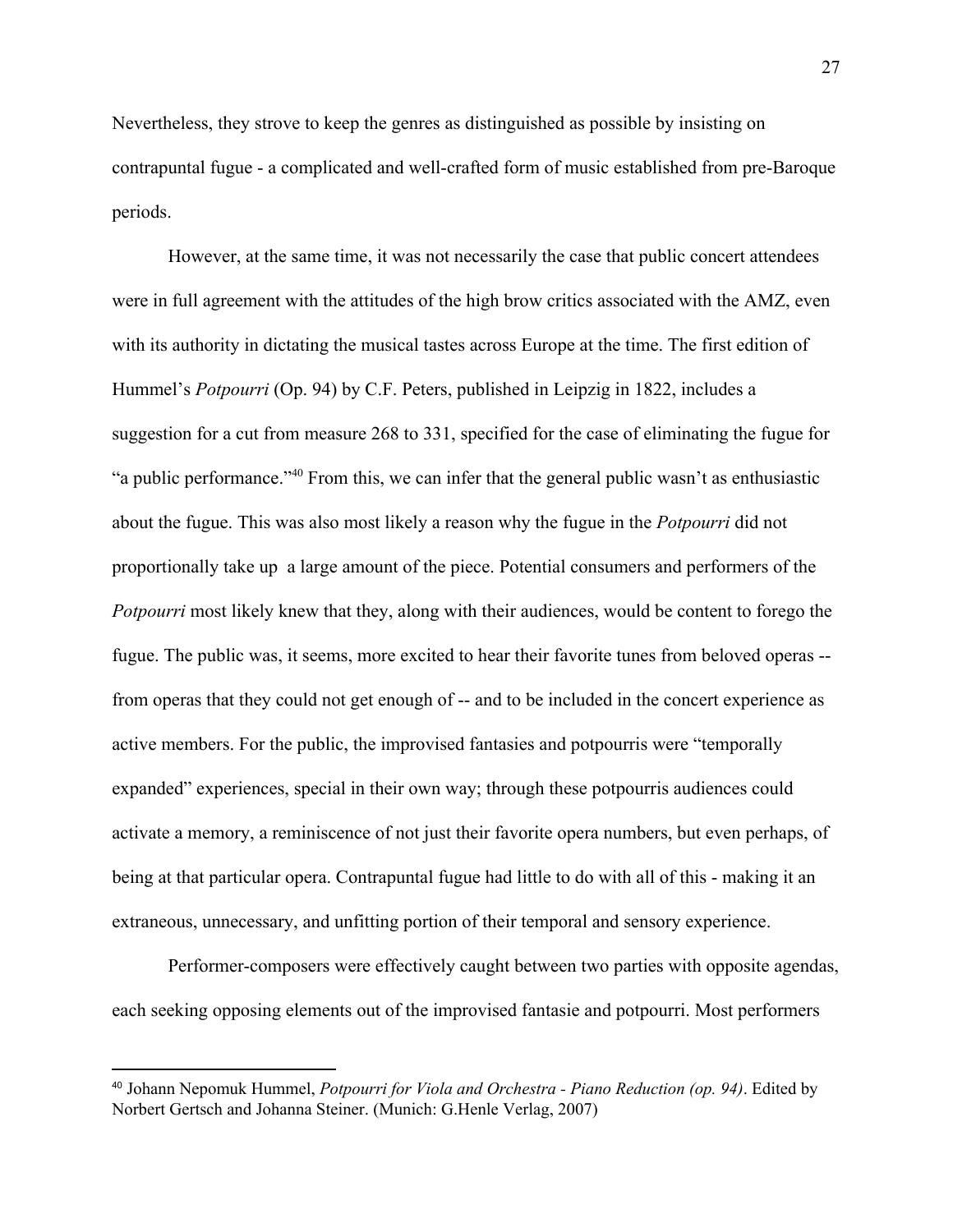Nevertheless, they strove to keep the genres as distinguished as possible by insisting on contrapuntal fugue - a complicated and well-crafted form of music established from pre-Baroque periods.

However, at the same time, it was not necessarily the case that public concert attendees were in full agreement with the attitudes of the high brow critics associated with the AMZ, even with its authority in dictating the musical tastes across Europe at the time. The first edition of Hummel's *Potpourri* (Op. 94) by C.F. Peters, published in Leipzig in 1822, includes a suggestion for a cut from measure 268 to 331, specified for the case of eliminating the fugue for "a public performance."[40] From this, we can infer that the general public wasn't as enthusiastic about the fugue. This was also most likely a reason why the fugue in the *Potpourri* did not proportionally take up a large amount of the piece. Potential consumers and performers of the *Potpourri* most likely knew that they, along with their audiences, would be content to forego the fugue. The public was, it seems, more excited to hear their favorite tunes from beloved operas -- from operas that they could not get enough of -- and to be included in the concert experience as active members. For the public, the improvised fantasies and potpourris were "temporally expanded" experiences, special in their own way; through these potpourris audiences could activate a memory, a reminiscence of not just their favorite opera numbers, but even perhaps, of being at that particular opera. Contrapuntal fugue had little to do with all of this - making it an extraneous, unnecessary, and unfitting portion of their temporal and sensory experience.

Performer-composers were effectively caught between two parties with opposite agendas, each seeking opposing elements out of the improvised fantasie and potpourri. Most performers

---

[40] Johann Nepomuk Hummel, *Potpourri for Viola and Orchestra - Piano Reduction (op. 94)*. Edited by Norbert Gertsch and Johanna Steiner. (Munich: G.Henle Verlag, 2007)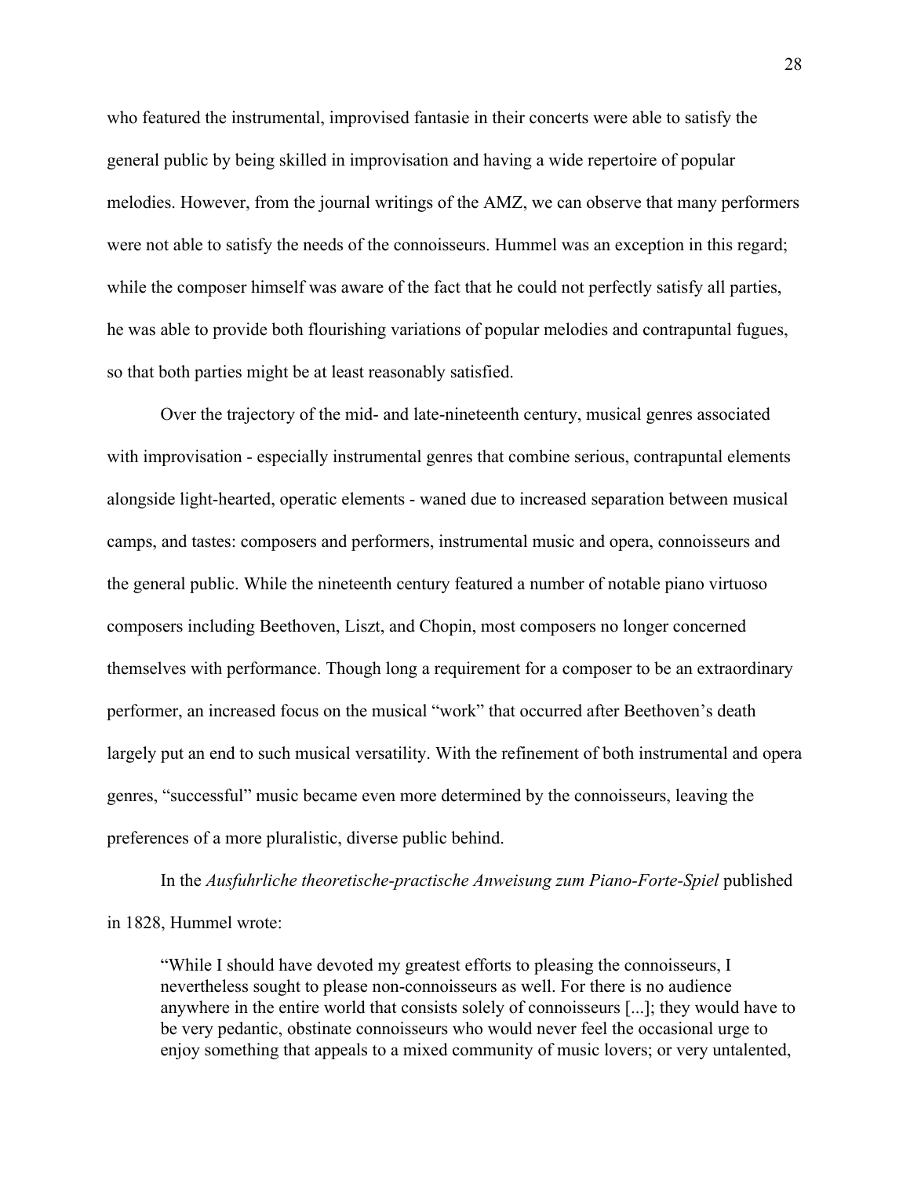who featured the instrumental, improvised fantasie in their concerts were able to satisfy the general public by being skilled in improvisation and having a wide repertoire of popular melodies. However, from the journal writings of the AMZ, we can observe that many performers were not able to satisfy the needs of the connoisseurs. Hummel was an exception in this regard; while the composer himself was aware of the fact that he could not perfectly satisfy all parties, he was able to provide both flourishing variations of popular melodies and contrapuntal fugues, so that both parties might be at least reasonably satisfied.

Over the trajectory of the mid- and late-nineteenth century, musical genres associated with improvisation - especially instrumental genres that combine serious, contrapuntal elements alongside light-hearted, operatic elements - waned due to increased separation between musical camps, and tastes: composers and performers, instrumental music and opera, connoisseurs and the general public. While the nineteenth century featured a number of notable piano virtuoso composers including Beethoven, Liszt, and Chopin, most composers no longer concerned themselves with performance. Though long a requirement for a composer to be an extraordinary performer, an increased focus on the musical "work" that occurred after Beethoven's death largely put an end to such musical versatility. With the refinement of both instrumental and opera genres, "successful" music became even more determined by the connoisseurs, leaving the preferences of a more pluralistic, diverse public behind.

In the *Ausfuhrliche theoretische-practische Anweisung zum Piano-Forte-Spiel* published in 1828, Hummel wrote:

> "While I should have devoted my greatest efforts to pleasing the connoisseurs, I nevertheless sought to please non-connoisseurs as well. For there is no audience anywhere in the entire world that consists solely of connoisseurs [...]; they would have to be very pedantic, obstinate connoisseurs who would never feel the occasional urge to enjoy something that appeals to a mixed community of music lovers; or very untalented,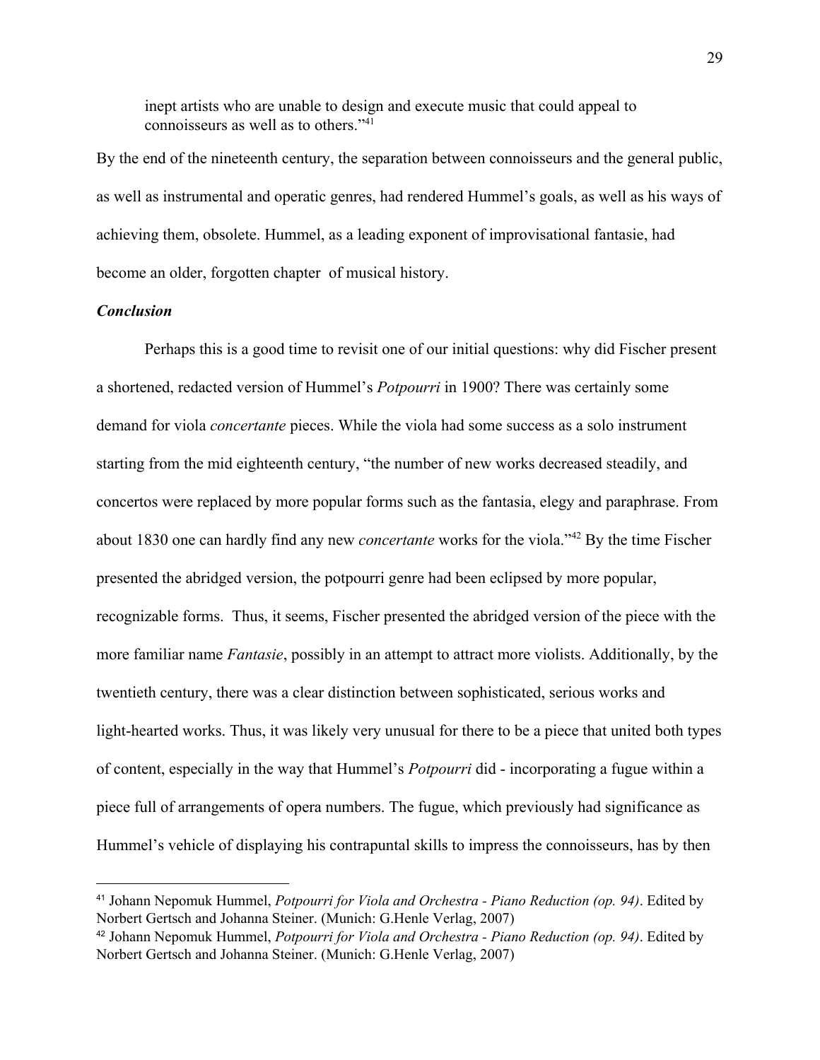inept artists who are unable to design and execute music that could appeal to connoisseurs as well as to others."[41]

By the end of the nineteenth century, the separation between connoisseurs and the general public, as well as instrumental and operatic genres, had rendered Hummel's goals, as well as his ways of achieving them, obsolete. Hummel, as a leading exponent of improvisational fantasie, had become an older, forgotten chapter of musical history.

### *Conclusion*

Perhaps this is a good time to revisit one of our initial questions: why did Fischer present a shortened, redacted version of Hummel's *Potpourri* in 1900? There was certainly some demand for viola *concertante* pieces. While the viola had some success as a solo instrument starting from the mid eighteenth century, "the number of new works decreased steadily, and concertos were replaced by more popular forms such as the fantasia, elegy and paraphrase. From about 1830 one can hardly find any new *concertante* works for the viola."[42] By the time Fischer presented the abridged version, the potpourri genre had been eclipsed by more popular, recognizable forms. Thus, it seems, Fischer presented the abridged version of the piece with the more familiar name *Fantasie*, possibly in an attempt to attract more violists. Additionally, by the twentieth century, there was a clear distinction between sophisticated, serious works and light-hearted works. Thus, it was likely very unusual for there to be a piece that united both types of content, especially in the way that Hummel's *Potpourri* did - incorporating a fugue within a piece full of arrangements of opera numbers. The fugue, which previously had significance as Hummel's vehicle of displaying his contrapuntal skills to impress the connoisseurs, has by then

---

[41] Johann Nepomuk Hummel, *Potpourri for Viola and Orchestra - Piano Reduction (op. 94)*. Edited by Norbert Gertsch and Johanna Steiner. (Munich: G.Henle Verlag, 2007)

[42] Johann Nepomuk Hummel, *Potpourri for Viola and Orchestra - Piano Reduction (op. 94)*. Edited by Norbert Gertsch and Johanna Steiner. (Munich: G.Henle Verlag, 2007)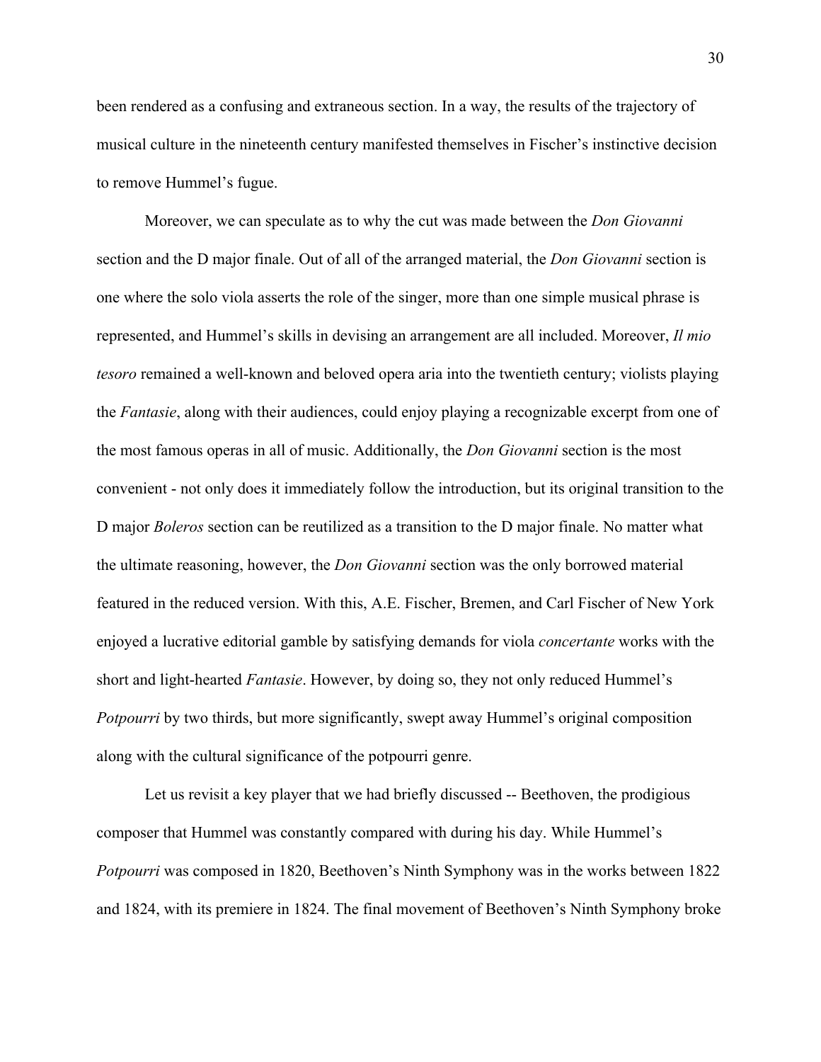been rendered as a confusing and extraneous section. In a way, the results of the trajectory of musical culture in the nineteenth century manifested themselves in Fischer's instinctive decision to remove Hummel's fugue.

Moreover, we can speculate as to why the cut was made between the *Don Giovanni* section and the D major finale. Out of all of the arranged material, the *Don Giovanni* section is one where the solo viola asserts the role of the singer, more than one simple musical phrase is represented, and Hummel's skills in devising an arrangement are all included. Moreover, *Il mio tesoro* remained a well-known and beloved opera aria into the twentieth century; violists playing the *Fantasie*, along with their audiences, could enjoy playing a recognizable excerpt from one of the most famous operas in all of music. Additionally, the *Don Giovanni* section is the most convenient - not only does it immediately follow the introduction, but its original transition to the D major *Boleros* section can be reutilized as a transition to the D major finale. No matter what the ultimate reasoning, however, the *Don Giovanni* section was the only borrowed material featured in the reduced version. With this, A.E. Fischer, Bremen, and Carl Fischer of New York enjoyed a lucrative editorial gamble by satisfying demands for viola *concertante* works with the short and light-hearted *Fantasie*. However, by doing so, they not only reduced Hummel's *Potpourri* by two thirds, but more significantly, swept away Hummel's original composition along with the cultural significance of the potpourri genre.

Let us revisit a key player that we had briefly discussed -- Beethoven, the prodigious composer that Hummel was constantly compared with during his day. While Hummel's *Potpourri* was composed in 1820, Beethoven's Ninth Symphony was in the works between 1822 and 1824, with its premiere in 1824. The final movement of Beethoven's Ninth Symphony broke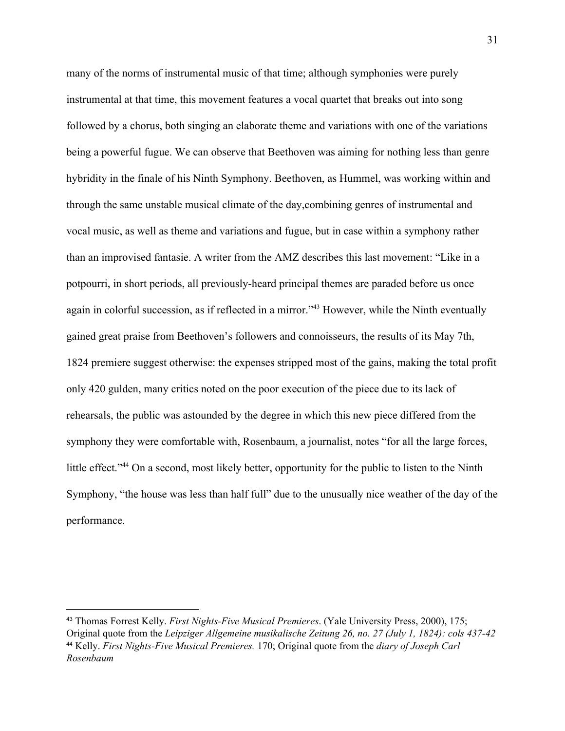many of the norms of instrumental music of that time; although symphonies were purely instrumental at that time, this movement features a vocal quartet that breaks out into song followed by a chorus, both singing an elaborate theme and variations with one of the variations being a powerful fugue. We can observe that Beethoven was aiming for nothing less than genre hybridity in the finale of his Ninth Symphony. Beethoven, as Hummel, was working within and through the same unstable musical climate of the day,combining genres of instrumental and vocal music, as well as theme and variations and fugue, but in case within a symphony rather than an improvised fantasie. A writer from the AMZ describes this last movement: "Like in a potpourri, in short periods, all previously-heard principal themes are paraded before us once again in colorful succession, as if reflected in a mirror."[43] However, while the Ninth eventually gained great praise from Beethoven's followers and connoisseurs, the results of its May 7th, 1824 premiere suggest otherwise: the expenses stripped most of the gains, making the total profit only 420 gulden, many critics noted on the poor execution of the piece due to its lack of rehearsals, the public was astounded by the degree in which this new piece differed from the symphony they were comfortable with, Rosenbaum, a journalist, notes "for all the large forces, little effect."[44] On a second, most likely better, opportunity for the public to listen to the Ninth Symphony, "the house was less than half full" due to the unusually nice weather of the day of the performance.

---

[43] Thomas Forrest Kelly. *First Nights-Five Musical Premieres*. (Yale University Press, 2000), 175; Original quote from the *Leipziger Allgemeine musikalische Zeitung 26, no. 27 (July 1, 1824): cols 437-42*

[44] Kelly. *First Nights-Five Musical Premieres.* 170; Original quote from the *diary of Joseph Carl Rosenbaum*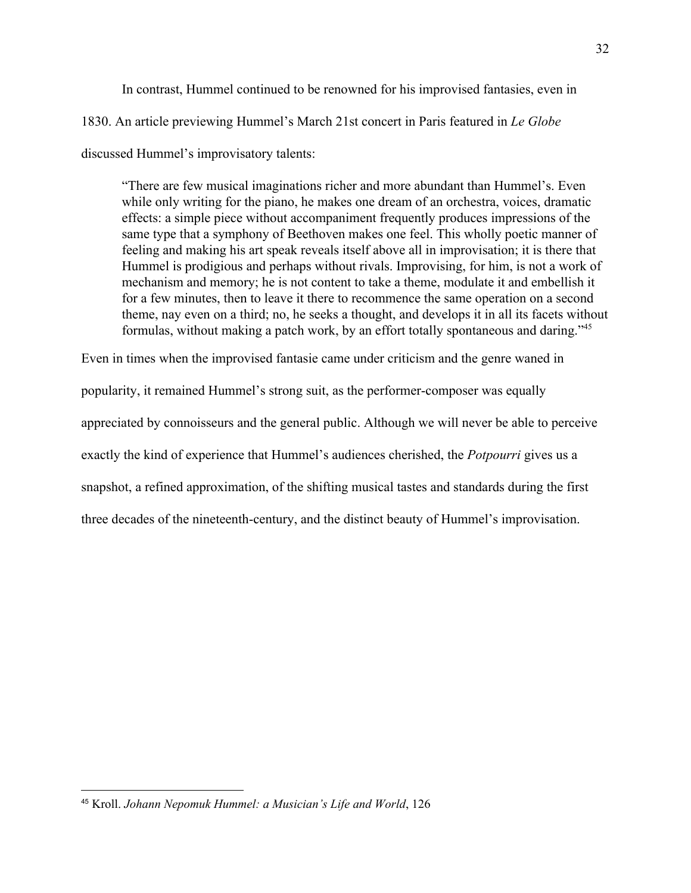In contrast, Hummel continued to be renowned for his improvised fantasies, even in 1830. An article previewing Hummel's March 21st concert in Paris featured in *Le Globe* discussed Hummel's improvisatory talents:

> "There are few musical imaginations richer and more abundant than Hummel's. Even while only writing for the piano, he makes one dream of an orchestra, voices, dramatic effects: a simple piece without accompaniment frequently produces impressions of the same type that a symphony of Beethoven makes one feel. This wholly poetic manner of feeling and making his art speak reveals itself above all in improvisation; it is there that Hummel is prodigious and perhaps without rivals. Improvising, for him, is not a work of mechanism and memory; he is not content to take a theme, modulate it and embellish it for a few minutes, then to leave it there to recommence the same operation on a second theme, nay even on a third; no, he seeks a thought, and develops it in all its facets without formulas, without making a patch work, by an effort totally spontaneous and daring."[45]

Even in times when the improvised fantasie came under criticism and the genre waned in popularity, it remained Hummel's strong suit, as the performer-composer was equally appreciated by connoisseurs and the general public. Although we will never be able to perceive exactly the kind of experience that Hummel's audiences cherished, the *Potpourri* gives us a snapshot, a refined approximation, of the shifting musical tastes and standards during the first three decades of the nineteenth-century, and the distinct beauty of Hummel's improvisation.

---

[45] Kroll. *Johann Nepomuk Hummel: a Musician's Life and World*, 126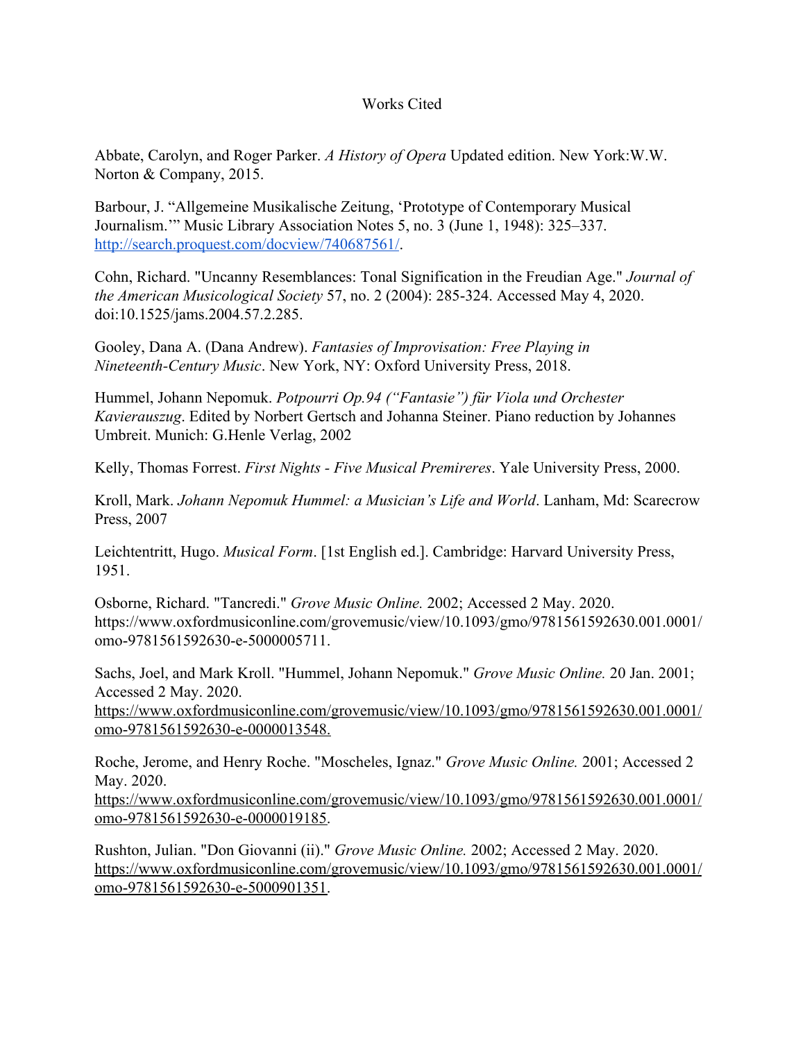Works Cited

Abbate, Carolyn, and Roger Parker. *A History of Opera* Updated edition. New York:W.W. Norton & Company, 2015.

Barbour, J. "Allgemeine Musikalische Zeitung, 'Prototype of Contemporary Musical Journalism.'" Music Library Association Notes 5, no. 3 (June 1, 1948): 325–337. http://search.proquest.com/docview/740687561/.

Cohn, Richard. "Uncanny Resemblances: Tonal Signification in the Freudian Age." *Journal of the American Musicological Society* 57, no. 2 (2004): 285-324. Accessed May 4, 2020. doi:10.1525/jams.2004.57.2.285.

Gooley, Dana A. (Dana Andrew). *Fantasies of Improvisation: Free Playing in Nineteenth-Century Music*. New York, NY: Oxford University Press, 2018.

Hummel, Johann Nepomuk. *Potpourri Op.94 ("Fantasie") für Viola und Orchester Kavierauszug*. Edited by Norbert Gertsch and Johanna Steiner. Piano reduction by Johannes Umbreit. Munich: G.Henle Verlag, 2002

Kelly, Thomas Forrest. *First Nights - Five Musical Premireres*. Yale University Press, 2000.

Kroll, Mark. *Johann Nepomuk Hummel: a Musician's Life and World*. Lanham, Md: Scarecrow Press, 2007

Leichtentritt, Hugo. *Musical Form*. [1st English ed.]. Cambridge: Harvard University Press, 1951.

Osborne, Richard. "Tancredi." *Grove Music Online.* 2002; Accessed 2 May. 2020. https://www.oxfordmusiconline.com/grovemusic/view/10.1093/gmo/9781561592630.001.0001/omo-9781561592630-e-5000005711.

Sachs, Joel, and Mark Kroll. "Hummel, Johann Nepomuk." *Grove Music Online.* 20 Jan. 2001; Accessed 2 May. 2020. https://www.oxfordmusiconline.com/grovemusic/view/10.1093/gmo/9781561592630.001.0001/omo-9781561592630-e-0000013548.

Roche, Jerome, and Henry Roche. "Moscheles, Ignaz." *Grove Music Online.* 2001; Accessed 2 May. 2020. https://www.oxfordmusiconline.com/grovemusic/view/10.1093/gmo/9781561592630.001.0001/omo-9781561592630-e-0000019185.

Rushton, Julian. "Don Giovanni (ii)." *Grove Music Online.* 2002; Accessed 2 May. 2020. https://www.oxfordmusiconline.com/grovemusic/view/10.1093/gmo/9781561592630.001.0001/omo-9781561592630-e-5000901351.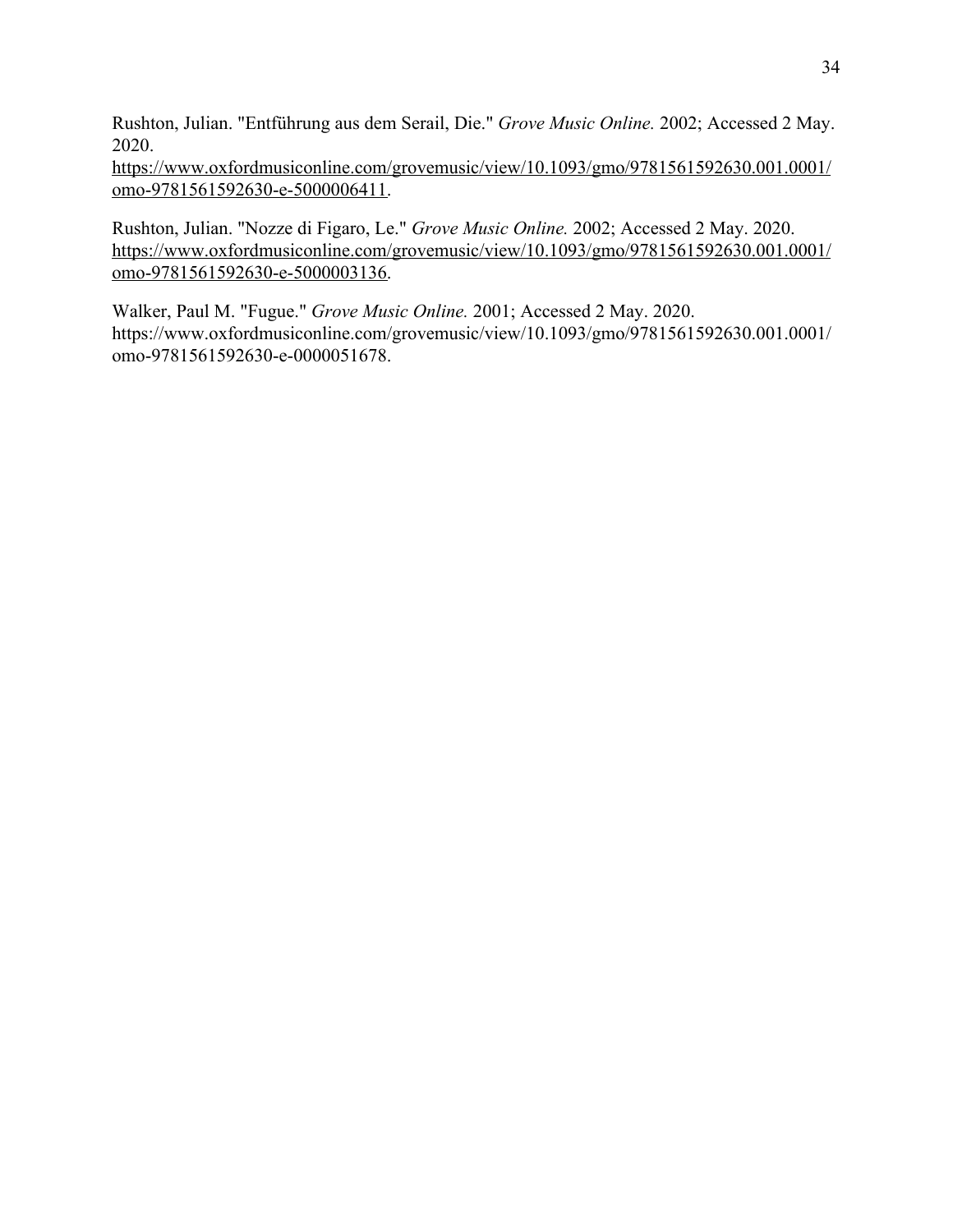Rushton, Julian. "Entführung aus dem Serail, Die." *Grove Music Online.* 2002; Accessed 2 May. 2020. https://www.oxfordmusiconline.com/grovemusic/view/10.1093/gmo/9781561592630.001.0001/omo-9781561592630-e-5000006411.

Rushton, Julian. "Nozze di Figaro, Le." *Grove Music Online.* 2002; Accessed 2 May. 2020. https://www.oxfordmusiconline.com/grovemusic/view/10.1093/gmo/9781561592630.001.0001/omo-9781561592630-e-5000003136.

Walker, Paul M. "Fugue." *Grove Music Online.* 2001; Accessed 2 May. 2020. https://www.oxfordmusiconline.com/grovemusic/view/10.1093/gmo/9781561592630.001.0001/omo-9781561592630-e-0000051678.